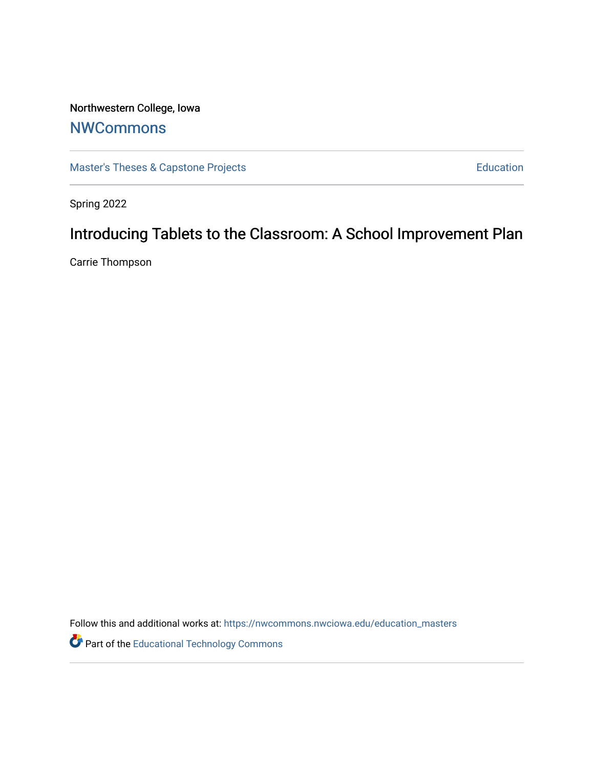Northwestern College, Iowa

# NWCommons

Master's Theses & Capstone Projects

Education

Spring 2022

## Introducing Tablets to the Classroom: A School Improvement Plan

Carrie Thompson

Follow this and additional works at: https://nwcommons.nwciowa.edu/education_masters

Part of the Educational Technology Commons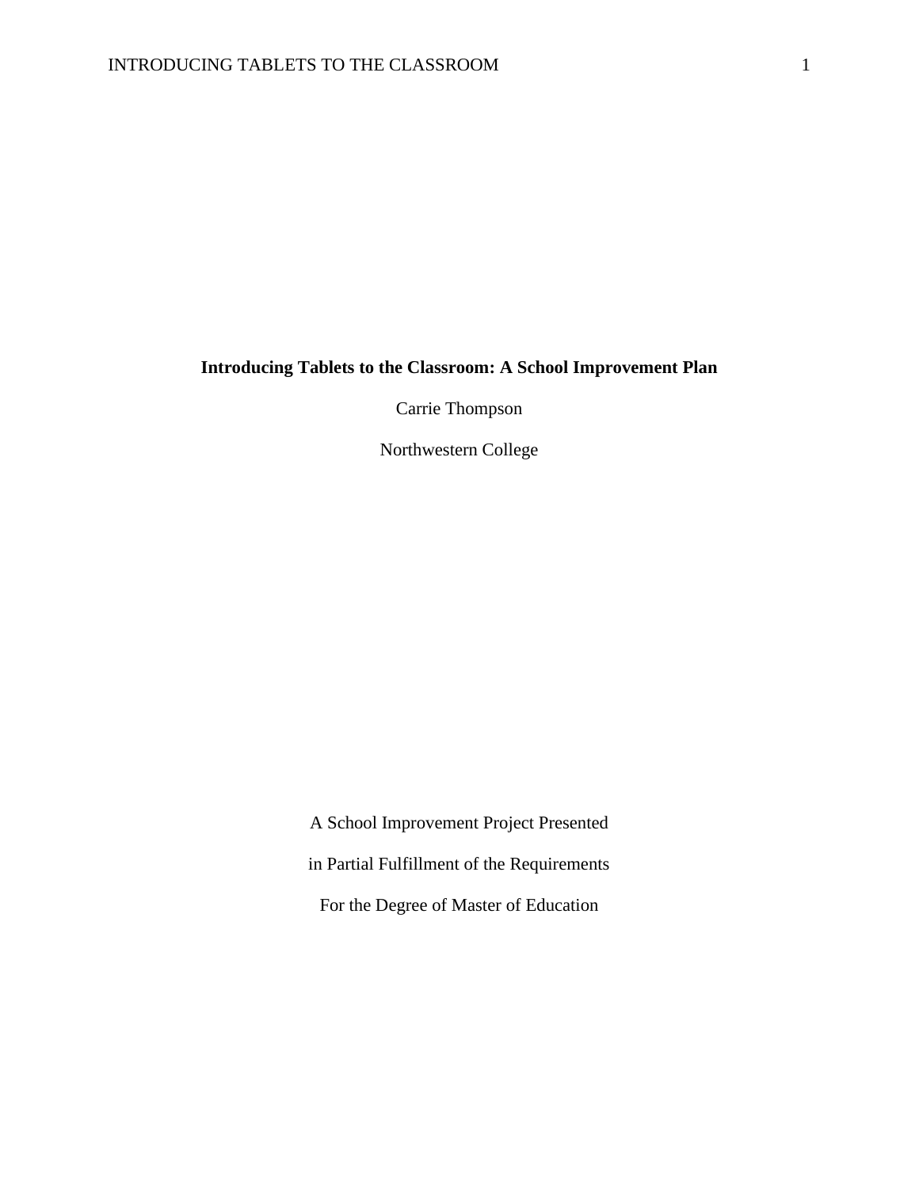**Introducing Tablets to the Classroom: A School Improvement Plan**

Carrie Thompson

Northwestern College

A School Improvement Project Presented

in Partial Fulfillment of the Requirements

For the Degree of Master of Education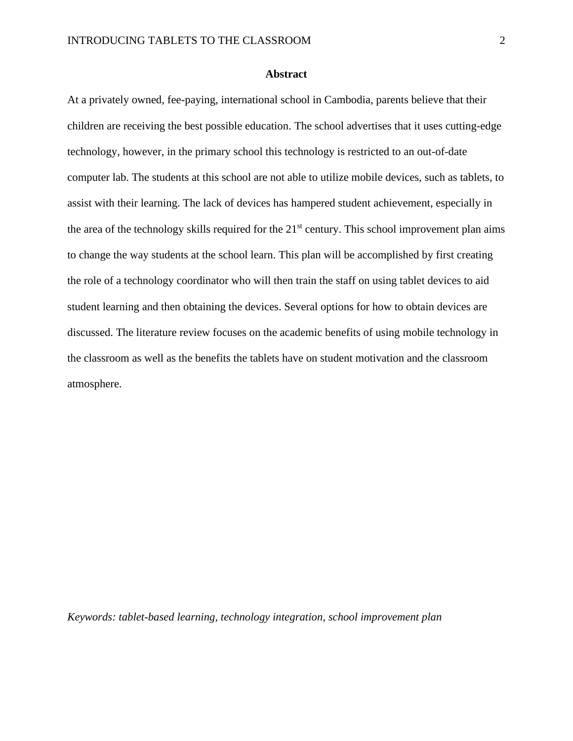## Abstract

At a privately owned, fee-paying, international school in Cambodia, parents believe that their children are receiving the best possible education. The school advertises that it uses cutting-edge technology, however, in the primary school this technology is restricted to an out-of-date computer lab. The students at this school are not able to utilize mobile devices, such as tablets, to assist with their learning. The lack of devices has hampered student achievement, especially in the area of the technology skills required for the 21st century. This school improvement plan aims to change the way students at the school learn. This plan will be accomplished by first creating the role of a technology coordinator who will then train the staff on using tablet devices to aid student learning and then obtaining the devices. Several options for how to obtain devices are discussed. The literature review focuses on the academic benefits of using mobile technology in the classroom as well as the benefits the tablets have on student motivation and the classroom atmosphere.

*Keywords: tablet-based learning, technology integration, school improvement plan*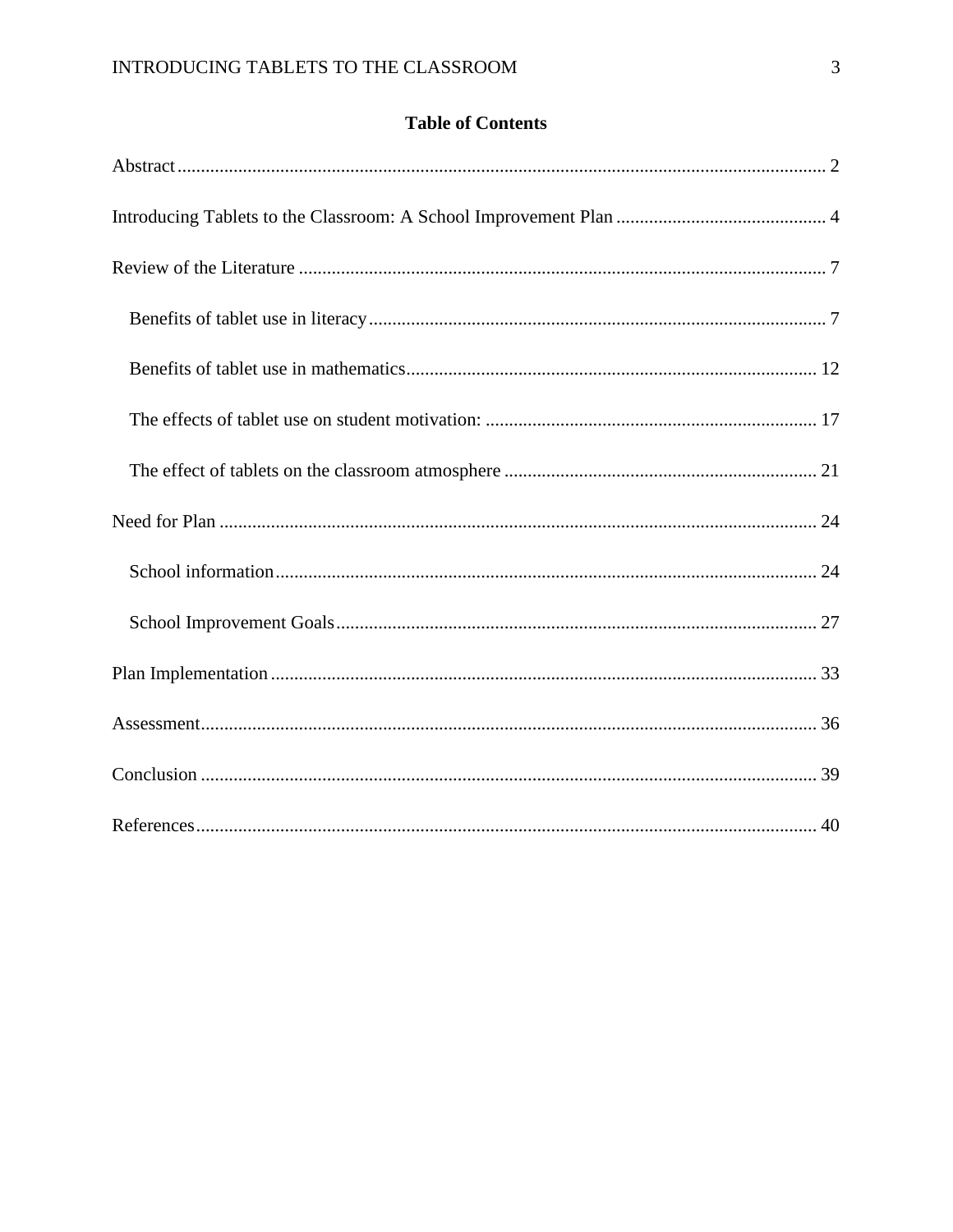**Table of Contents**

Abstract ........................................................................................................................................ 2

Introducing Tablets to the Classroom: A School Improvement Plan ............................................ 4

Review of the Literature ............................................................................................................... 7

- Benefits of tablet use in literacy ................................................................................................ 7
- Benefits of tablet use in mathematics ....................................................................................... 12
- The effects of tablet use on student motivation: ...................................................................... 17
- The effect of tablets on the classroom atmosphere .................................................................. 21

Need for Plan ............................................................................................................................... 24

- School information ................................................................................................................... 24
- School Improvement Goals ...................................................................................................... 27

Plan Implementation ................................................................................................................... 33

Assessment .................................................................................................................................. 36

Conclusion .................................................................................................................................. 39

References ................................................................................................................................... 40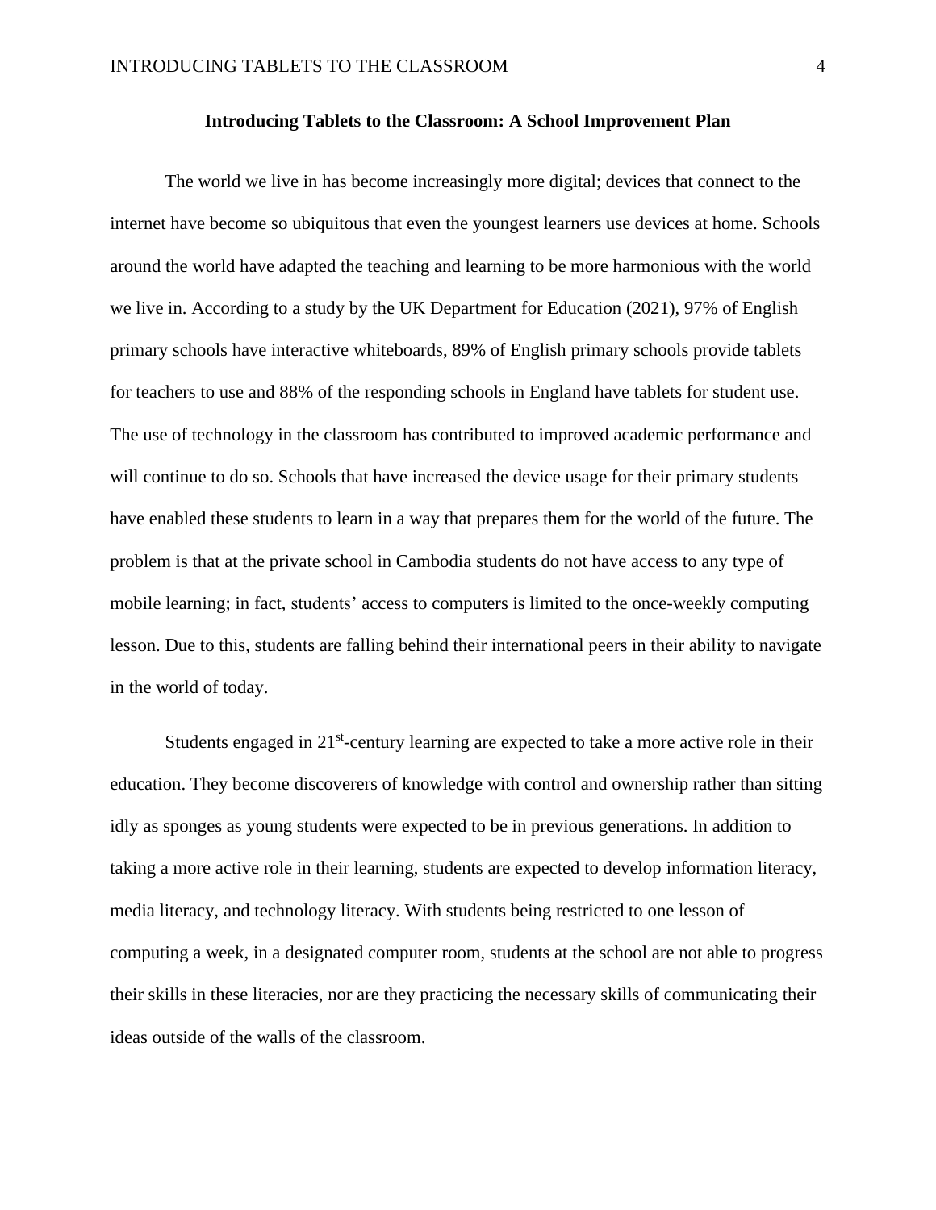# Introducing Tablets to the Classroom: A School Improvement Plan

The world we live in has become increasingly more digital; devices that connect to the internet have become so ubiquitous that even the youngest learners use devices at home. Schools around the world have adapted the teaching and learning to be more harmonious with the world we live in. According to a study by the UK Department for Education (2021), 97% of English primary schools have interactive whiteboards, 89% of English primary schools provide tablets for teachers to use and 88% of the responding schools in England have tablets for student use. The use of technology in the classroom has contributed to improved academic performance and will continue to do so. Schools that have increased the device usage for their primary students have enabled these students to learn in a way that prepares them for the world of the future. The problem is that at the private school in Cambodia students do not have access to any type of mobile learning; in fact, students' access to computers is limited to the once-weekly computing lesson. Due to this, students are falling behind their international peers in their ability to navigate in the world of today.

Students engaged in 21st-century learning are expected to take a more active role in their education. They become discoverers of knowledge with control and ownership rather than sitting idly as sponges as young students were expected to be in previous generations. In addition to taking a more active role in their learning, students are expected to develop information literacy, media literacy, and technology literacy. With students being restricted to one lesson of computing a week, in a designated computer room, students at the school are not able to progress their skills in these literacies, nor are they practicing the necessary skills of communicating their ideas outside of the walls of the classroom.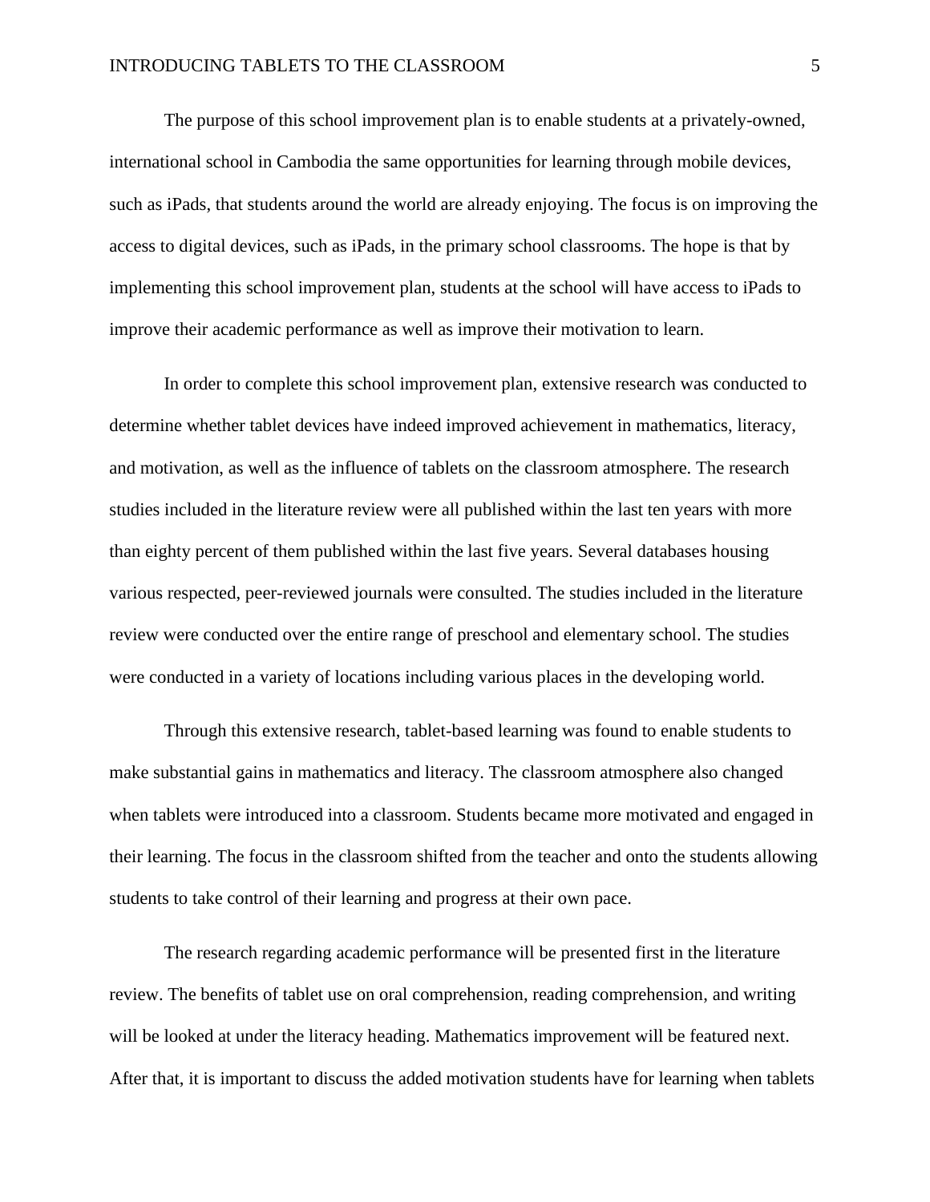The purpose of this school improvement plan is to enable students at a privately-owned, international school in Cambodia the same opportunities for learning through mobile devices, such as iPads, that students around the world are already enjoying. The focus is on improving the access to digital devices, such as iPads, in the primary school classrooms. The hope is that by implementing this school improvement plan, students at the school will have access to iPads to improve their academic performance as well as improve their motivation to learn.

In order to complete this school improvement plan, extensive research was conducted to determine whether tablet devices have indeed improved achievement in mathematics, literacy, and motivation, as well as the influence of tablets on the classroom atmosphere. The research studies included in the literature review were all published within the last ten years with more than eighty percent of them published within the last five years. Several databases housing various respected, peer-reviewed journals were consulted. The studies included in the literature review were conducted over the entire range of preschool and elementary school. The studies were conducted in a variety of locations including various places in the developing world.

Through this extensive research, tablet-based learning was found to enable students to make substantial gains in mathematics and literacy. The classroom atmosphere also changed when tablets were introduced into a classroom. Students became more motivated and engaged in their learning. The focus in the classroom shifted from the teacher and onto the students allowing students to take control of their learning and progress at their own pace.

The research regarding academic performance will be presented first in the literature review. The benefits of tablet use on oral comprehension, reading comprehension, and writing will be looked at under the literacy heading. Mathematics improvement will be featured next. After that, it is important to discuss the added motivation students have for learning when tablets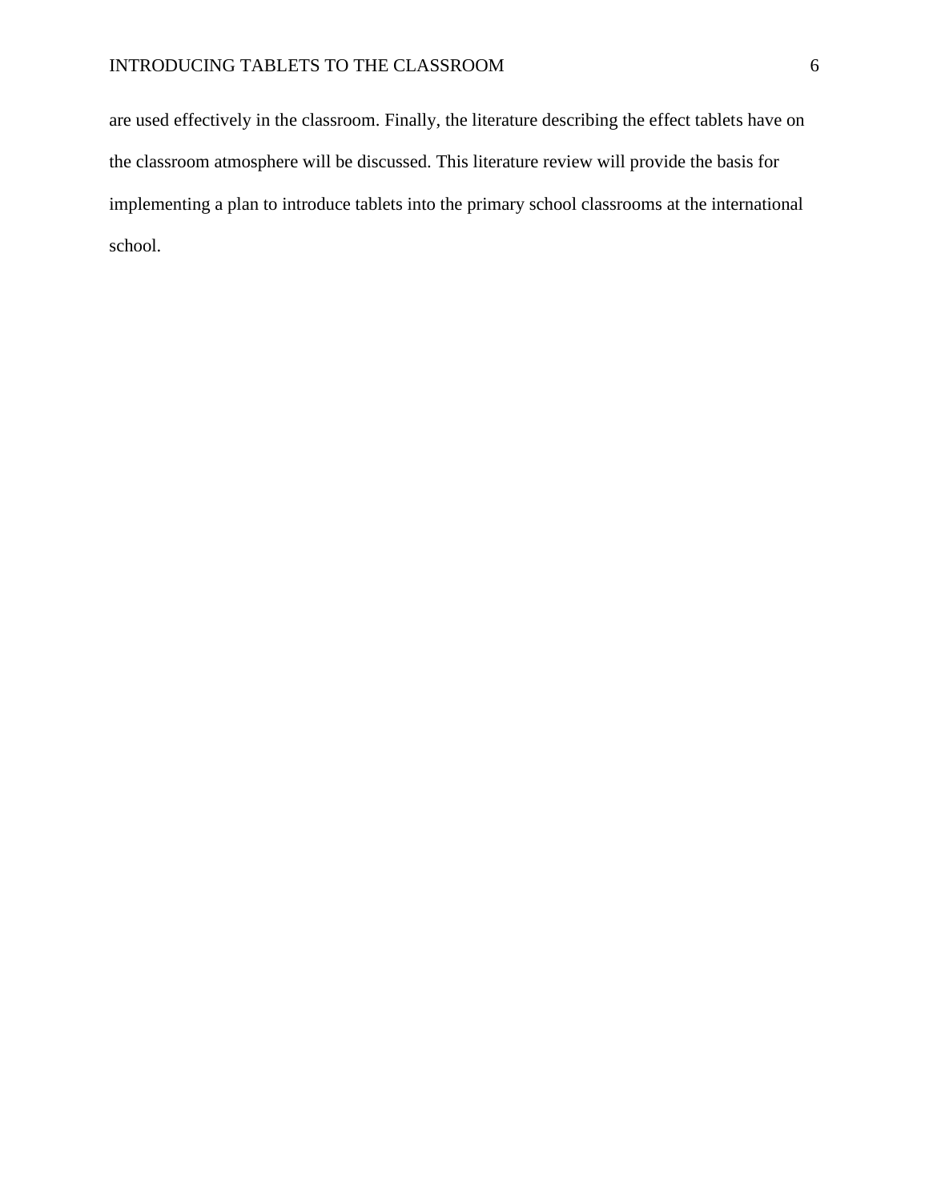are used effectively in the classroom. Finally, the literature describing the effect tablets have on the classroom atmosphere will be discussed. This literature review will provide the basis for implementing a plan to introduce tablets into the primary school classrooms at the international school.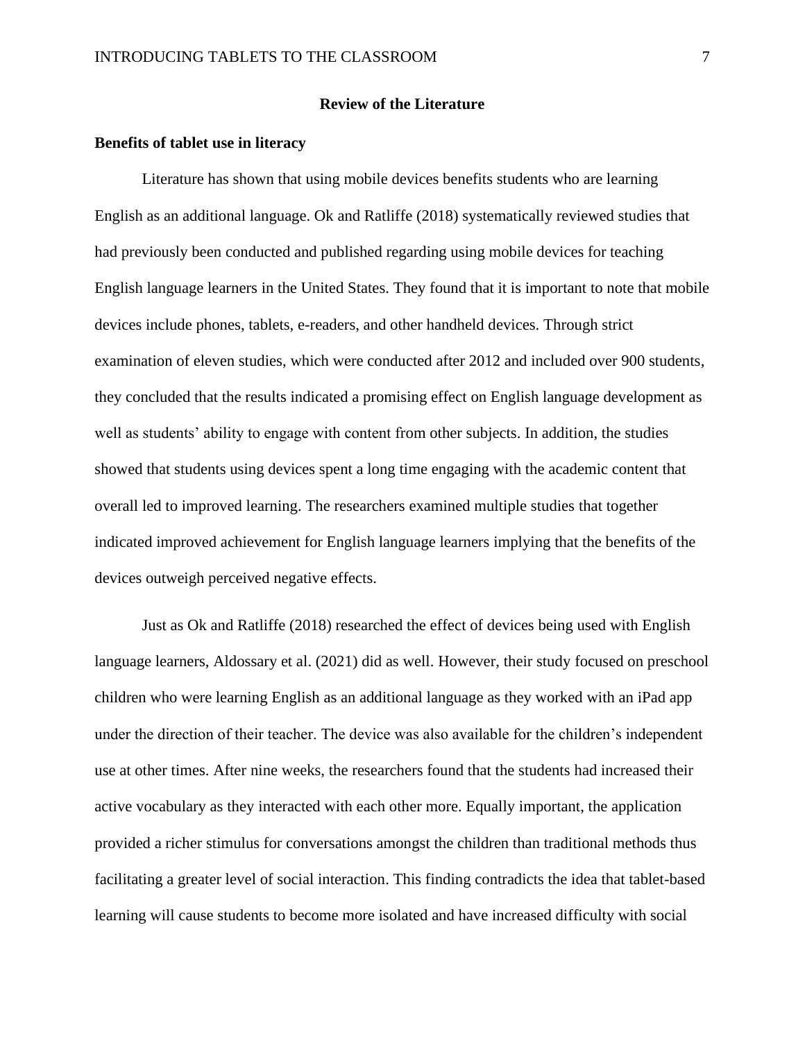## Review of the Literature

### Benefits of tablet use in literacy

Literature has shown that using mobile devices benefits students who are learning English as an additional language. Ok and Ratliffe (2018) systematically reviewed studies that had previously been conducted and published regarding using mobile devices for teaching English language learners in the United States. They found that it is important to note that mobile devices include phones, tablets, e-readers, and other handheld devices. Through strict examination of eleven studies, which were conducted after 2012 and included over 900 students, they concluded that the results indicated a promising effect on English language development as well as students' ability to engage with content from other subjects. In addition, the studies showed that students using devices spent a long time engaging with the academic content that overall led to improved learning. The researchers examined multiple studies that together indicated improved achievement for English language learners implying that the benefits of the devices outweigh perceived negative effects.

Just as Ok and Ratliffe (2018) researched the effect of devices being used with English language learners, Aldossary et al. (2021) did as well. However, their study focused on preschool children who were learning English as an additional language as they worked with an iPad app under the direction of their teacher. The device was also available for the children's independent use at other times. After nine weeks, the researchers found that the students had increased their active vocabulary as they interacted with each other more. Equally important, the application provided a richer stimulus for conversations amongst the children than traditional methods thus facilitating a greater level of social interaction. This finding contradicts the idea that tablet-based learning will cause students to become more isolated and have increased difficulty with social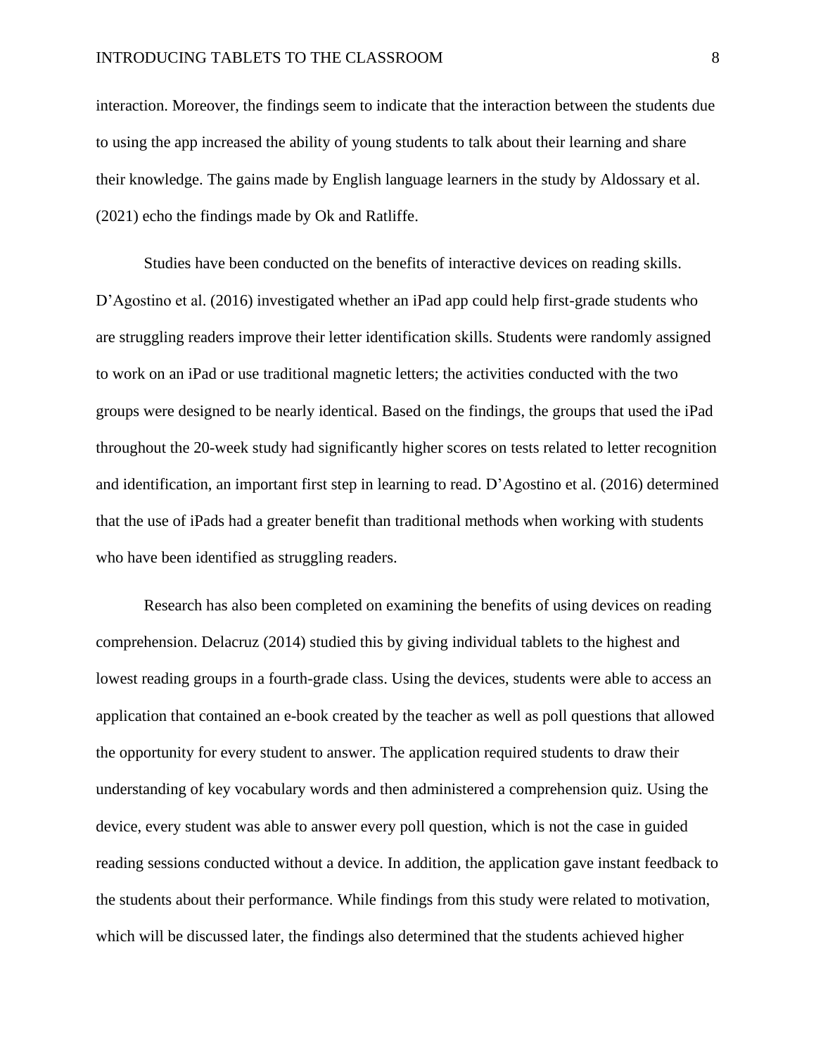interaction. Moreover, the findings seem to indicate that the interaction between the students due to using the app increased the ability of young students to talk about their learning and share their knowledge. The gains made by English language learners in the study by Aldossary et al. (2021) echo the findings made by Ok and Ratliffe.

Studies have been conducted on the benefits of interactive devices on reading skills. D'Agostino et al. (2016) investigated whether an iPad app could help first-grade students who are struggling readers improve their letter identification skills. Students were randomly assigned to work on an iPad or use traditional magnetic letters; the activities conducted with the two groups were designed to be nearly identical. Based on the findings, the groups that used the iPad throughout the 20-week study had significantly higher scores on tests related to letter recognition and identification, an important first step in learning to read. D'Agostino et al. (2016) determined that the use of iPads had a greater benefit than traditional methods when working with students who have been identified as struggling readers.

Research has also been completed on examining the benefits of using devices on reading comprehension. Delacruz (2014) studied this by giving individual tablets to the highest and lowest reading groups in a fourth-grade class. Using the devices, students were able to access an application that contained an e-book created by the teacher as well as poll questions that allowed the opportunity for every student to answer. The application required students to draw their understanding of key vocabulary words and then administered a comprehension quiz. Using the device, every student was able to answer every poll question, which is not the case in guided reading sessions conducted without a device. In addition, the application gave instant feedback to the students about their performance. While findings from this study were related to motivation, which will be discussed later, the findings also determined that the students achieved higher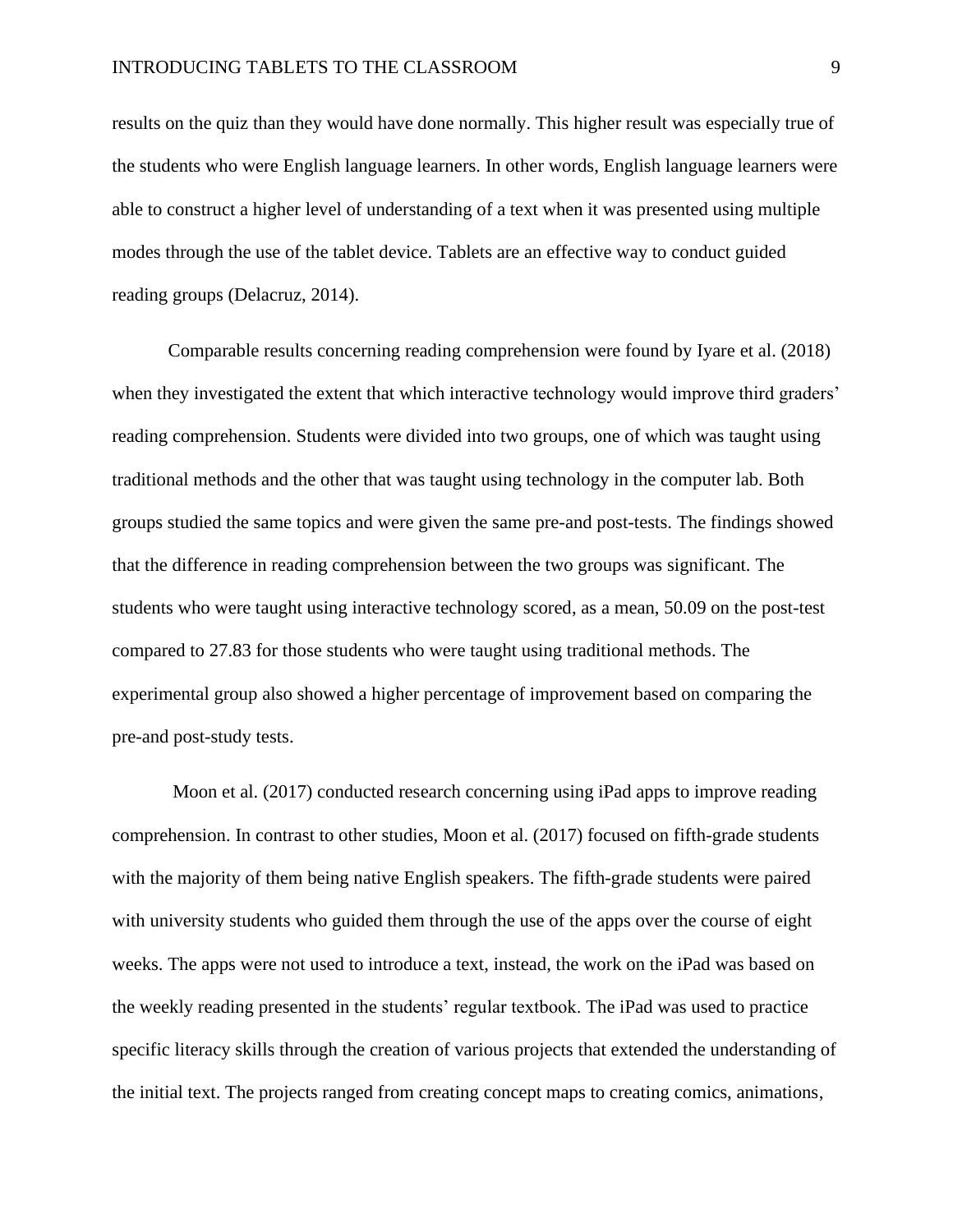results on the quiz than they would have done normally. This higher result was especially true of the students who were English language learners. In other words, English language learners were able to construct a higher level of understanding of a text when it was presented using multiple modes through the use of the tablet device. Tablets are an effective way to conduct guided reading groups (Delacruz, 2014).

Comparable results concerning reading comprehension were found by Iyare et al. (2018) when they investigated the extent that which interactive technology would improve third graders' reading comprehension. Students were divided into two groups, one of which was taught using traditional methods and the other that was taught using technology in the computer lab. Both groups studied the same topics and were given the same pre-and post-tests. The findings showed that the difference in reading comprehension between the two groups was significant. The students who were taught using interactive technology scored, as a mean, 50.09 on the post-test compared to 27.83 for those students who were taught using traditional methods. The experimental group also showed a higher percentage of improvement based on comparing the pre-and post-study tests.

Moon et al. (2017) conducted research concerning using iPad apps to improve reading comprehension. In contrast to other studies, Moon et al. (2017) focused on fifth-grade students with the majority of them being native English speakers. The fifth-grade students were paired with university students who guided them through the use of the apps over the course of eight weeks. The apps were not used to introduce a text, instead, the work on the iPad was based on the weekly reading presented in the students' regular textbook. The iPad was used to practice specific literacy skills through the creation of various projects that extended the understanding of the initial text. The projects ranged from creating concept maps to creating comics, animations,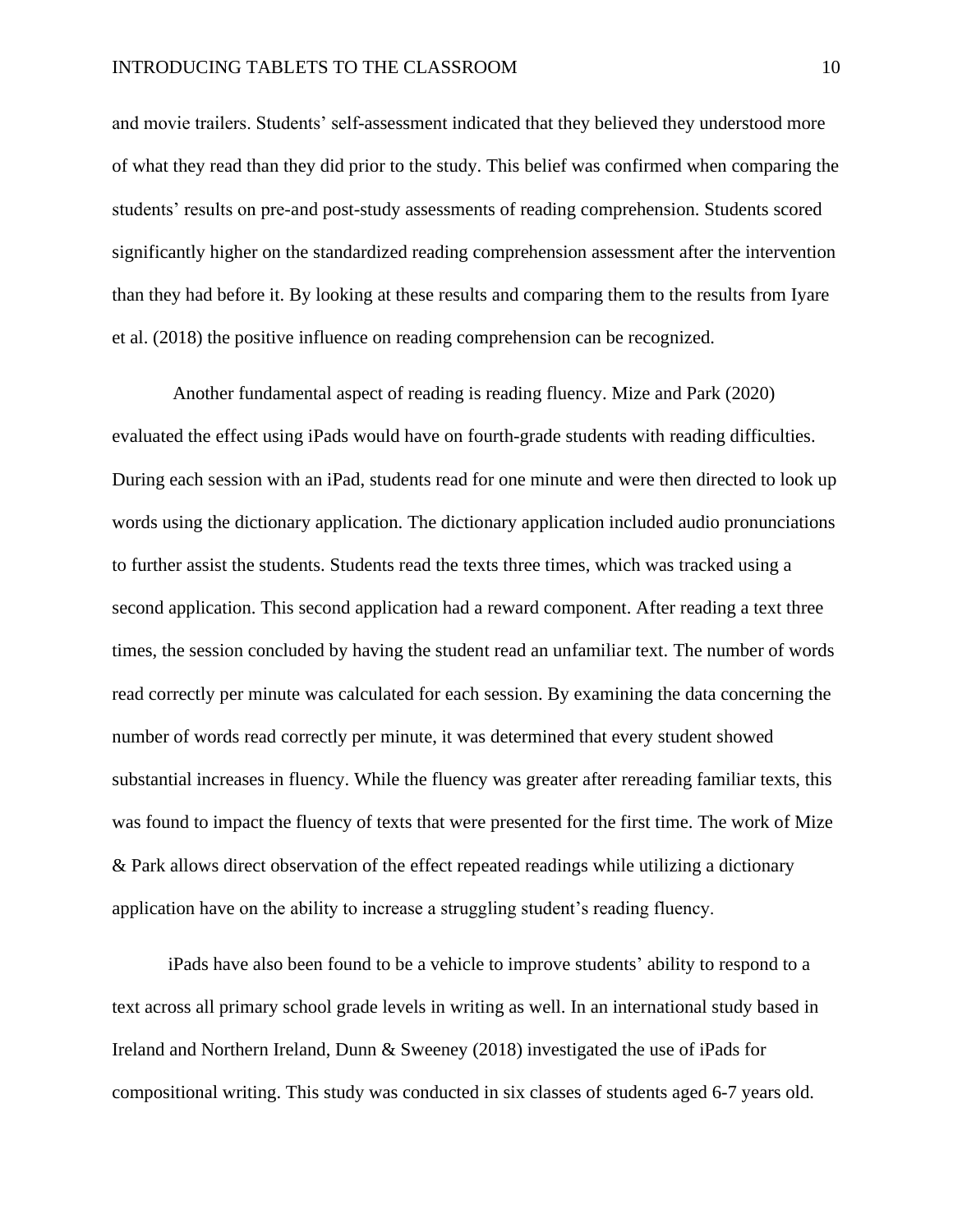and movie trailers. Students' self-assessment indicated that they believed they understood more of what they read than they did prior to the study. This belief was confirmed when comparing the students' results on pre-and post-study assessments of reading comprehension. Students scored significantly higher on the standardized reading comprehension assessment after the intervention than they had before it. By looking at these results and comparing them to the results from Iyare et al. (2018) the positive influence on reading comprehension can be recognized.

Another fundamental aspect of reading is reading fluency. Mize and Park (2020) evaluated the effect using iPads would have on fourth-grade students with reading difficulties. During each session with an iPad, students read for one minute and were then directed to look up words using the dictionary application. The dictionary application included audio pronunciations to further assist the students. Students read the texts three times, which was tracked using a second application. This second application had a reward component. After reading a text three times, the session concluded by having the student read an unfamiliar text. The number of words read correctly per minute was calculated for each session. By examining the data concerning the number of words read correctly per minute, it was determined that every student showed substantial increases in fluency. While the fluency was greater after rereading familiar texts, this was found to impact the fluency of texts that were presented for the first time. The work of Mize & Park allows direct observation of the effect repeated readings while utilizing a dictionary application have on the ability to increase a struggling student's reading fluency.

iPads have also been found to be a vehicle to improve students' ability to respond to a text across all primary school grade levels in writing as well. In an international study based in Ireland and Northern Ireland, Dunn & Sweeney (2018) investigated the use of iPads for compositional writing. This study was conducted in six classes of students aged 6-7 years old.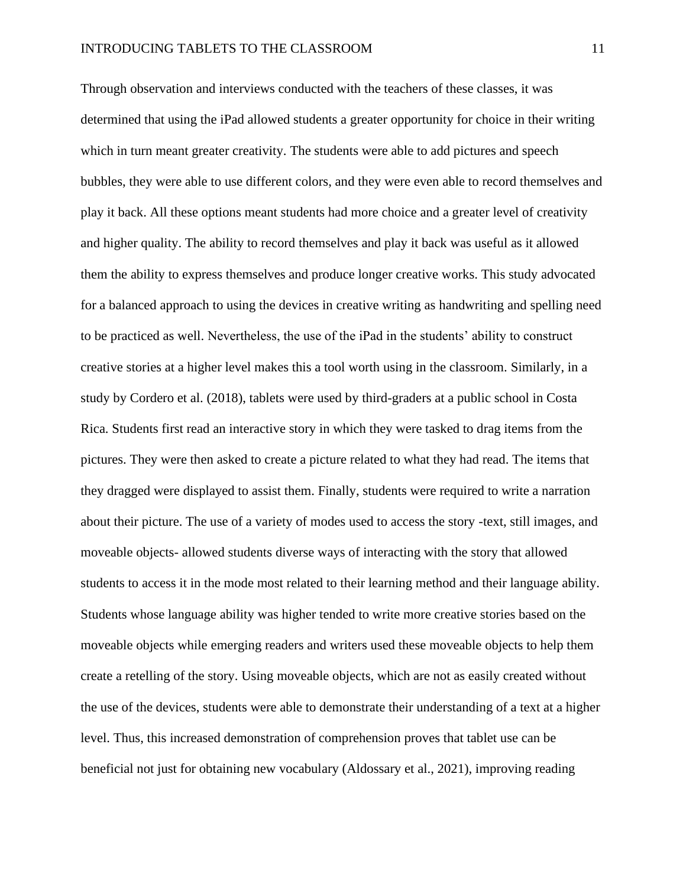Through observation and interviews conducted with the teachers of these classes, it was determined that using the iPad allowed students a greater opportunity for choice in their writing which in turn meant greater creativity. The students were able to add pictures and speech bubbles, they were able to use different colors, and they were even able to record themselves and play it back. All these options meant students had more choice and a greater level of creativity and higher quality. The ability to record themselves and play it back was useful as it allowed them the ability to express themselves and produce longer creative works. This study advocated for a balanced approach to using the devices in creative writing as handwriting and spelling need to be practiced as well. Nevertheless, the use of the iPad in the students' ability to construct creative stories at a higher level makes this a tool worth using in the classroom. Similarly, in a study by Cordero et al. (2018), tablets were used by third-graders at a public school in Costa Rica. Students first read an interactive story in which they were tasked to drag items from the pictures. They were then asked to create a picture related to what they had read. The items that they dragged were displayed to assist them. Finally, students were required to write a narration about their picture. The use of a variety of modes used to access the story -text, still images, and moveable objects- allowed students diverse ways of interacting with the story that allowed students to access it in the mode most related to their learning method and their language ability. Students whose language ability was higher tended to write more creative stories based on the moveable objects while emerging readers and writers used these moveable objects to help them create a retelling of the story. Using moveable objects, which are not as easily created without the use of the devices, students were able to demonstrate their understanding of a text at a higher level. Thus, this increased demonstration of comprehension proves that tablet use can be beneficial not just for obtaining new vocabulary (Aldossary et al., 2021), improving reading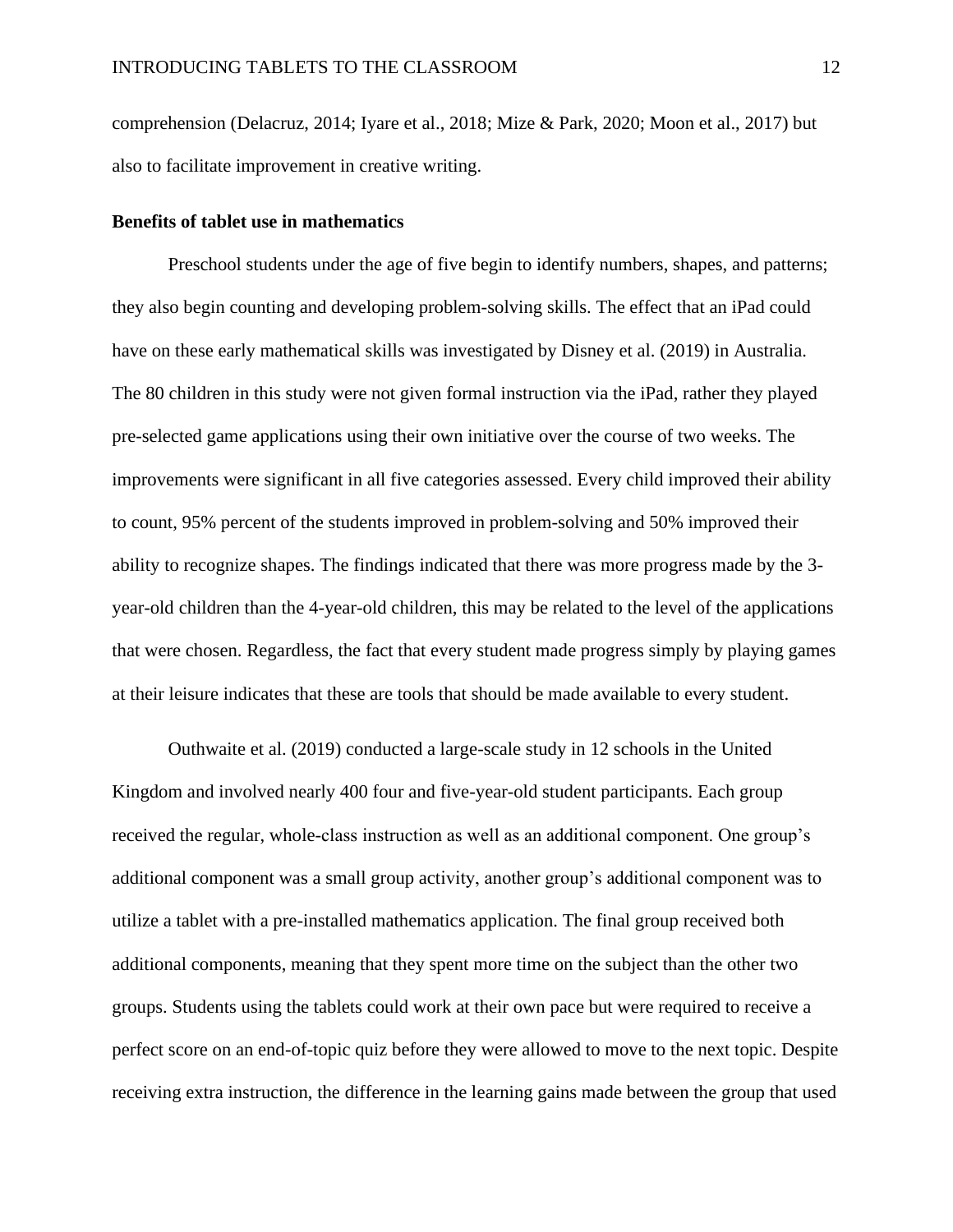comprehension (Delacruz, 2014; Iyare et al., 2018; Mize & Park, 2020; Moon et al., 2017) but also to facilitate improvement in creative writing.

**Benefits of tablet use in mathematics**

Preschool students under the age of five begin to identify numbers, shapes, and patterns; they also begin counting and developing problem-solving skills. The effect that an iPad could have on these early mathematical skills was investigated by Disney et al. (2019) in Australia. The 80 children in this study were not given formal instruction via the iPad, rather they played pre-selected game applications using their own initiative over the course of two weeks. The improvements were significant in all five categories assessed. Every child improved their ability to count, 95% percent of the students improved in problem-solving and 50% improved their ability to recognize shapes. The findings indicated that there was more progress made by the 3-year-old children than the 4-year-old children, this may be related to the level of the applications that were chosen. Regardless, the fact that every student made progress simply by playing games at their leisure indicates that these are tools that should be made available to every student.

Outhwaite et al. (2019) conducted a large-scale study in 12 schools in the United Kingdom and involved nearly 400 four and five-year-old student participants. Each group received the regular, whole-class instruction as well as an additional component. One group's additional component was a small group activity, another group's additional component was to utilize a tablet with a pre-installed mathematics application. The final group received both additional components, meaning that they spent more time on the subject than the other two groups. Students using the tablets could work at their own pace but were required to receive a perfect score on an end-of-topic quiz before they were allowed to move to the next topic. Despite receiving extra instruction, the difference in the learning gains made between the group that used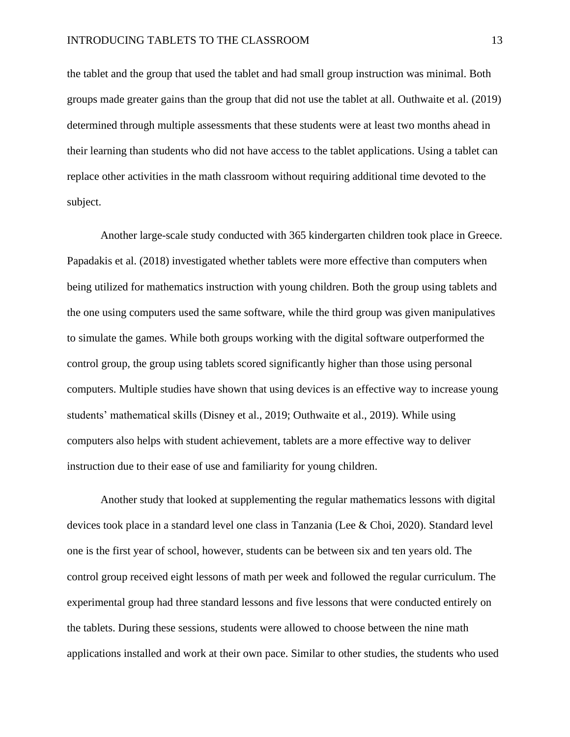the tablet and the group that used the tablet and had small group instruction was minimal. Both groups made greater gains than the group that did not use the tablet at all. Outhwaite et al. (2019) determined through multiple assessments that these students were at least two months ahead in their learning than students who did not have access to the tablet applications. Using a tablet can replace other activities in the math classroom without requiring additional time devoted to the subject.

Another large-scale study conducted with 365 kindergarten children took place in Greece. Papadakis et al. (2018) investigated whether tablets were more effective than computers when being utilized for mathematics instruction with young children. Both the group using tablets and the one using computers used the same software, while the third group was given manipulatives to simulate the games. While both groups working with the digital software outperformed the control group, the group using tablets scored significantly higher than those using personal computers. Multiple studies have shown that using devices is an effective way to increase young students' mathematical skills (Disney et al., 2019; Outhwaite et al., 2019). While using computers also helps with student achievement, tablets are a more effective way to deliver instruction due to their ease of use and familiarity for young children.

Another study that looked at supplementing the regular mathematics lessons with digital devices took place in a standard level one class in Tanzania (Lee & Choi, 2020). Standard level one is the first year of school, however, students can be between six and ten years old. The control group received eight lessons of math per week and followed the regular curriculum. The experimental group had three standard lessons and five lessons that were conducted entirely on the tablets. During these sessions, students were allowed to choose between the nine math applications installed and work at their own pace. Similar to other studies, the students who used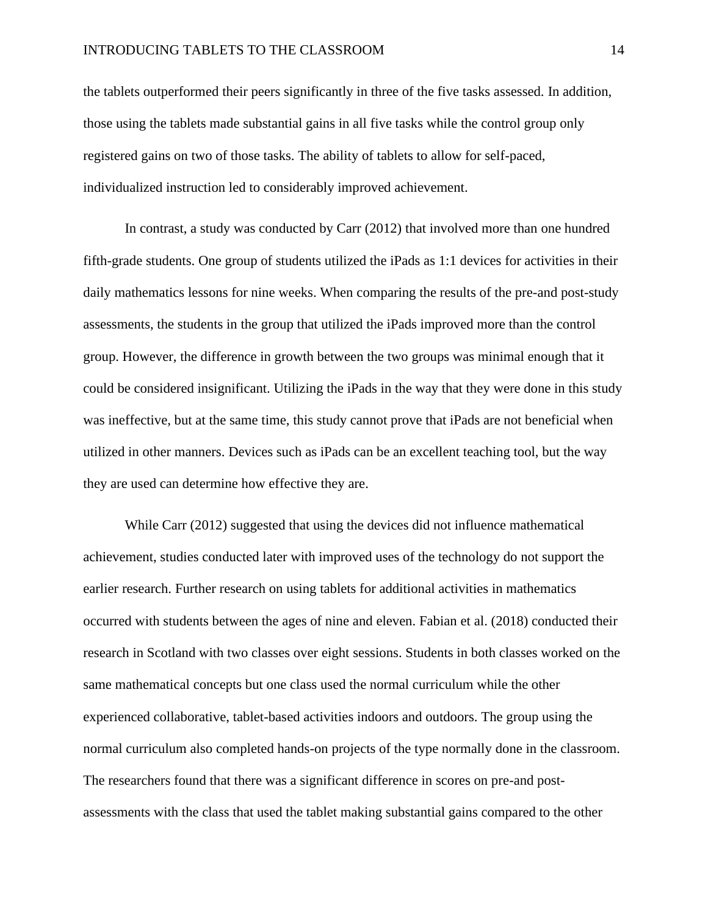the tablets outperformed their peers significantly in three of the five tasks assessed. In addition, those using the tablets made substantial gains in all five tasks while the control group only registered gains on two of those tasks. The ability of tablets to allow for self-paced, individualized instruction led to considerably improved achievement.

In contrast, a study was conducted by Carr (2012) that involved more than one hundred fifth-grade students. One group of students utilized the iPads as 1:1 devices for activities in their daily mathematics lessons for nine weeks. When comparing the results of the pre-and post-study assessments, the students in the group that utilized the iPads improved more than the control group. However, the difference in growth between the two groups was minimal enough that it could be considered insignificant. Utilizing the iPads in the way that they were done in this study was ineffective, but at the same time, this study cannot prove that iPads are not beneficial when utilized in other manners. Devices such as iPads can be an excellent teaching tool, but the way they are used can determine how effective they are.

While Carr (2012) suggested that using the devices did not influence mathematical achievement, studies conducted later with improved uses of the technology do not support the earlier research. Further research on using tablets for additional activities in mathematics occurred with students between the ages of nine and eleven. Fabian et al. (2018) conducted their research in Scotland with two classes over eight sessions. Students in both classes worked on the same mathematical concepts but one class used the normal curriculum while the other experienced collaborative, tablet-based activities indoors and outdoors. The group using the normal curriculum also completed hands-on projects of the type normally done in the classroom. The researchers found that there was a significant difference in scores on pre-and post-assessments with the class that used the tablet making substantial gains compared to the other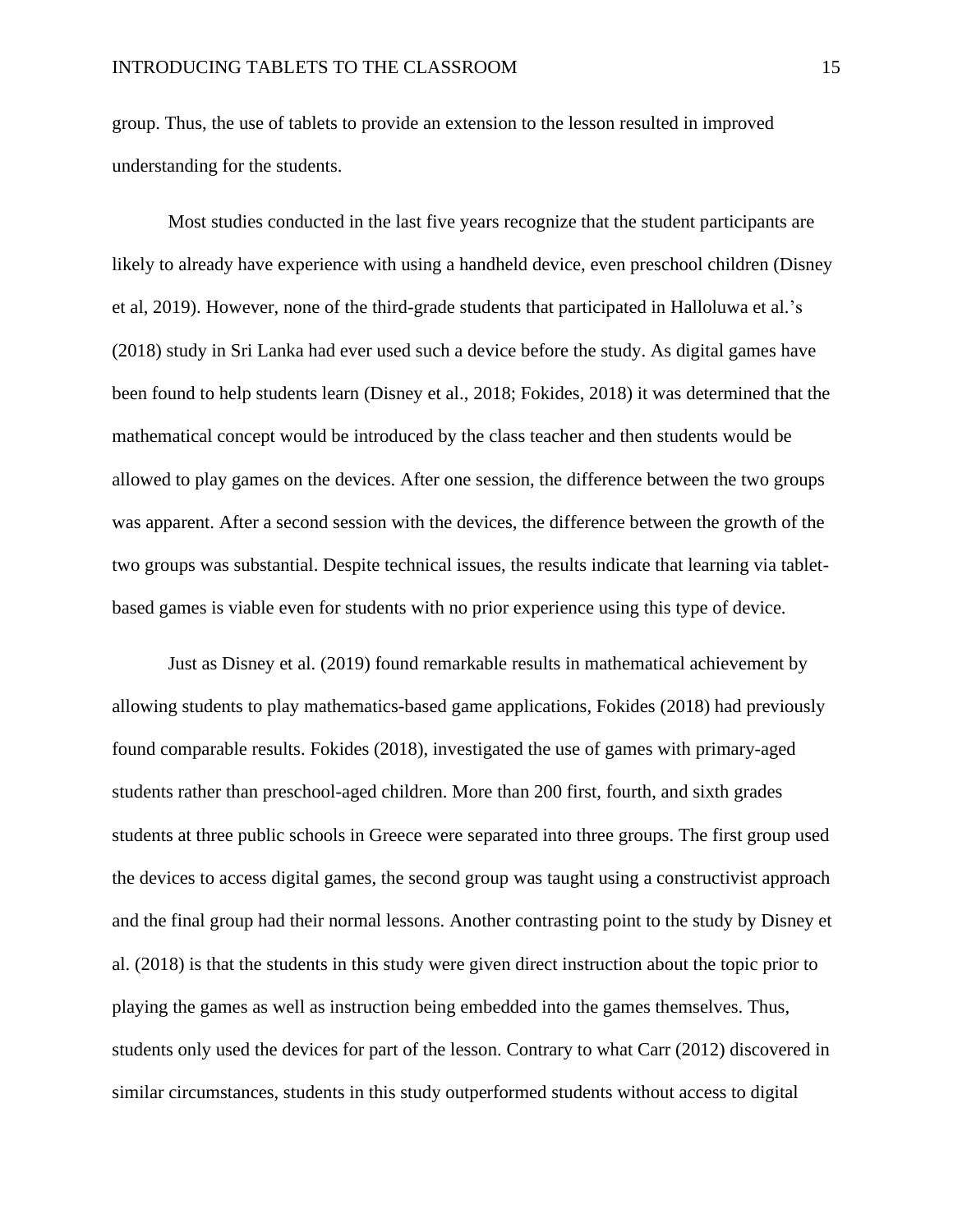group. Thus, the use of tablets to provide an extension to the lesson resulted in improved understanding for the students.

Most studies conducted in the last five years recognize that the student participants are likely to already have experience with using a handheld device, even preschool children (Disney et al, 2019). However, none of the third-grade students that participated in Halloluwa et al.'s (2018) study in Sri Lanka had ever used such a device before the study. As digital games have been found to help students learn (Disney et al., 2018; Fokides, 2018) it was determined that the mathematical concept would be introduced by the class teacher and then students would be allowed to play games on the devices. After one session, the difference between the two groups was apparent. After a second session with the devices, the difference between the growth of the two groups was substantial. Despite technical issues, the results indicate that learning via tablet-based games is viable even for students with no prior experience using this type of device.

Just as Disney et al. (2019) found remarkable results in mathematical achievement by allowing students to play mathematics-based game applications, Fokides (2018) had previously found comparable results. Fokides (2018), investigated the use of games with primary-aged students rather than preschool-aged children. More than 200 first, fourth, and sixth grades students at three public schools in Greece were separated into three groups. The first group used the devices to access digital games, the second group was taught using a constructivist approach and the final group had their normal lessons. Another contrasting point to the study by Disney et al. (2018) is that the students in this study were given direct instruction about the topic prior to playing the games as well as instruction being embedded into the games themselves. Thus, students only used the devices for part of the lesson. Contrary to what Carr (2012) discovered in similar circumstances, students in this study outperformed students without access to digital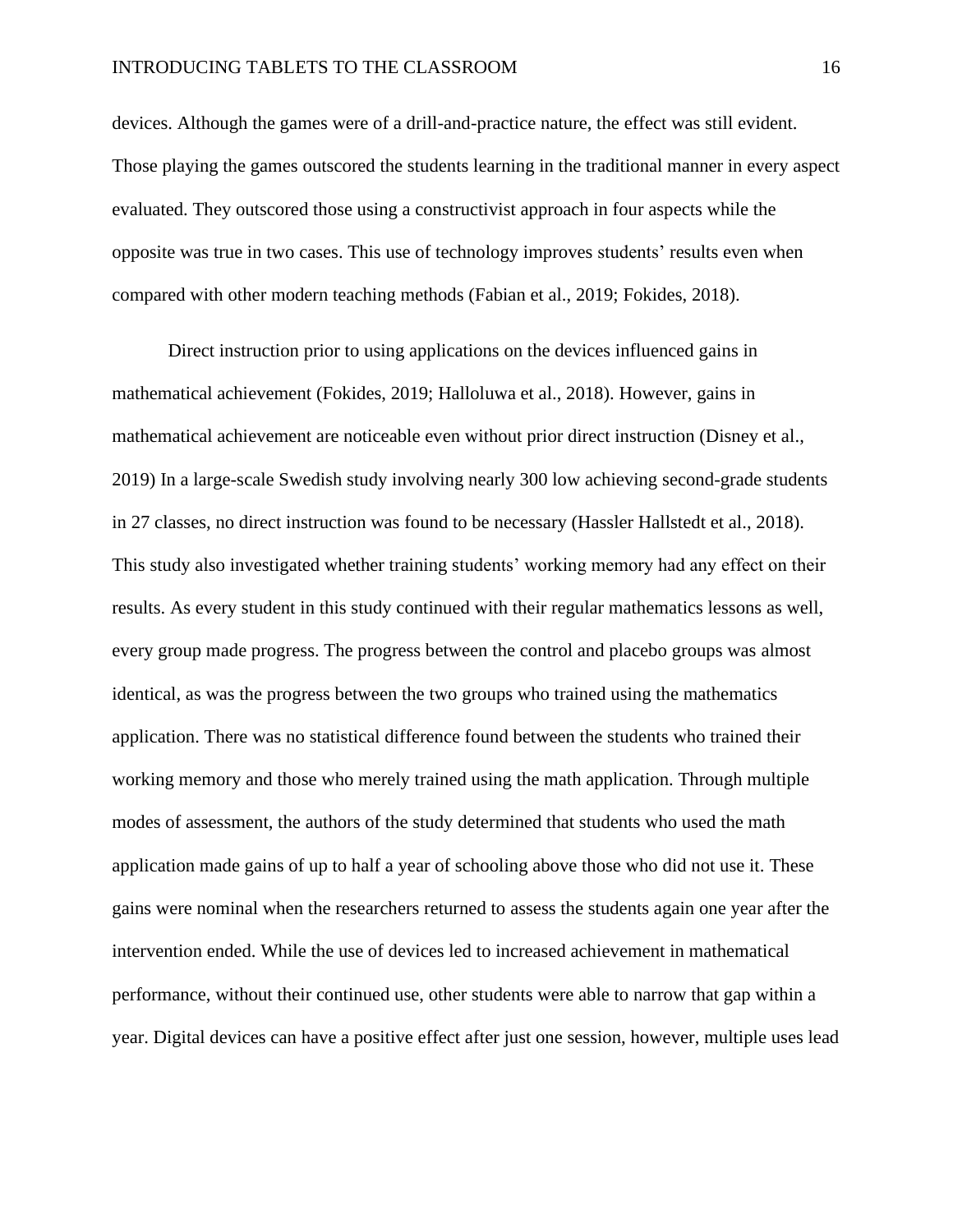devices. Although the games were of a drill-and-practice nature, the effect was still evident. Those playing the games outscored the students learning in the traditional manner in every aspect evaluated. They outscored those using a constructivist approach in four aspects while the opposite was true in two cases. This use of technology improves students' results even when compared with other modern teaching methods (Fabian et al., 2019; Fokides, 2018).

Direct instruction prior to using applications on the devices influenced gains in mathematical achievement (Fokides, 2019; Halloluwa et al., 2018). However, gains in mathematical achievement are noticeable even without prior direct instruction (Disney et al., 2019) In a large-scale Swedish study involving nearly 300 low achieving second-grade students in 27 classes, no direct instruction was found to be necessary (Hassler Hallstedt et al., 2018). This study also investigated whether training students' working memory had any effect on their results. As every student in this study continued with their regular mathematics lessons as well, every group made progress. The progress between the control and placebo groups was almost identical, as was the progress between the two groups who trained using the mathematics application. There was no statistical difference found between the students who trained their working memory and those who merely trained using the math application. Through multiple modes of assessment, the authors of the study determined that students who used the math application made gains of up to half a year of schooling above those who did not use it. These gains were nominal when the researchers returned to assess the students again one year after the intervention ended. While the use of devices led to increased achievement in mathematical performance, without their continued use, other students were able to narrow that gap within a year. Digital devices can have a positive effect after just one session, however, multiple uses lead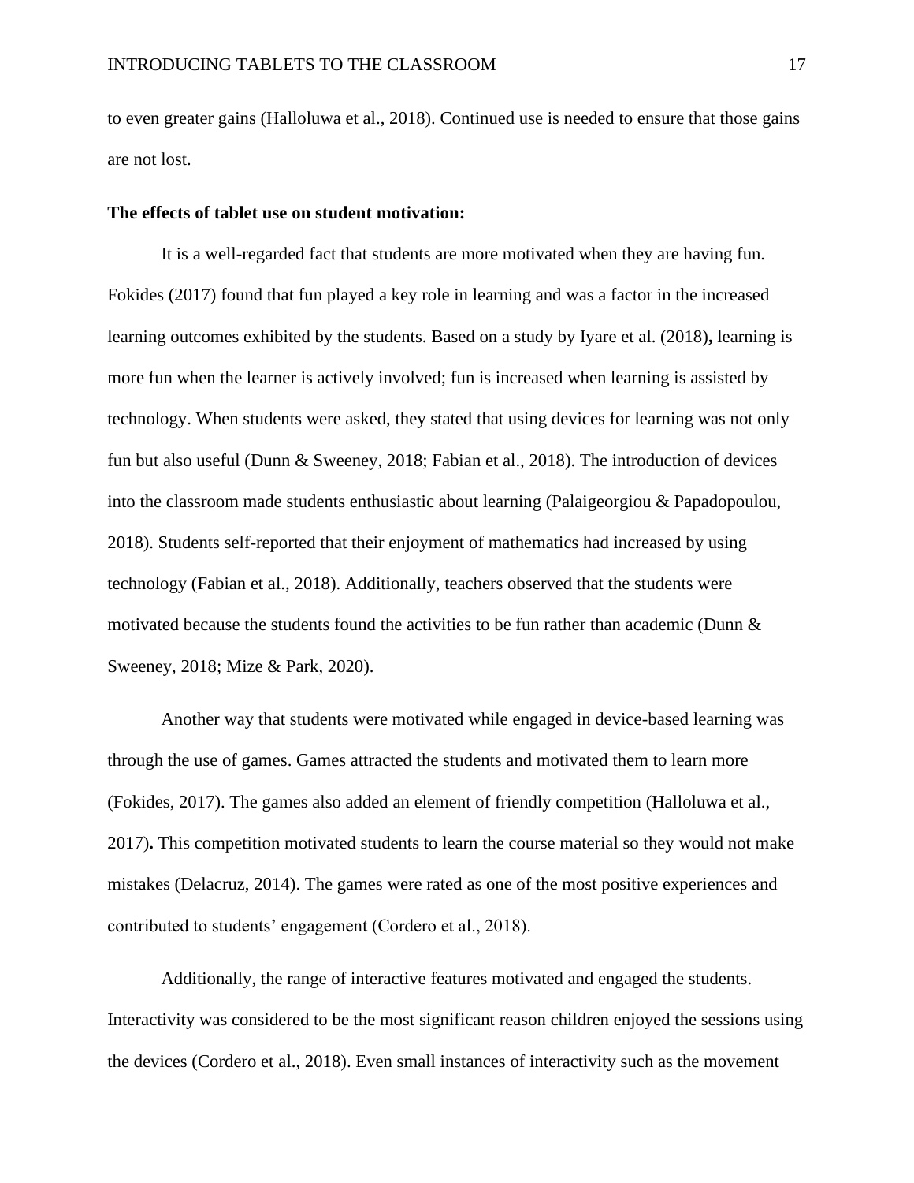to even greater gains (Halloluwa et al., 2018). Continued use is needed to ensure that those gains are not lost.

**The effects of tablet use on student motivation:**

It is a well-regarded fact that students are more motivated when they are having fun. Fokides (2017) found that fun played a key role in learning and was a factor in the increased learning outcomes exhibited by the students. Based on a study by Iyare et al. (2018)**,** learning is more fun when the learner is actively involved; fun is increased when learning is assisted by technology. When students were asked, they stated that using devices for learning was not only fun but also useful (Dunn & Sweeney, 2018; Fabian et al., 2018). The introduction of devices into the classroom made students enthusiastic about learning (Palaigeorgiou & Papadopoulou, 2018). Students self-reported that their enjoyment of mathematics had increased by using technology (Fabian et al., 2018). Additionally, teachers observed that the students were motivated because the students found the activities to be fun rather than academic (Dunn & Sweeney, 2018; Mize & Park, 2020).

Another way that students were motivated while engaged in device-based learning was through the use of games. Games attracted the students and motivated them to learn more (Fokides, 2017). The games also added an element of friendly competition (Halloluwa et al., 2017)**.** This competition motivated students to learn the course material so they would not make mistakes (Delacruz, 2014). The games were rated as one of the most positive experiences and contributed to students' engagement (Cordero et al., 2018).

Additionally, the range of interactive features motivated and engaged the students. Interactivity was considered to be the most significant reason children enjoyed the sessions using the devices (Cordero et al., 2018). Even small instances of interactivity such as the movement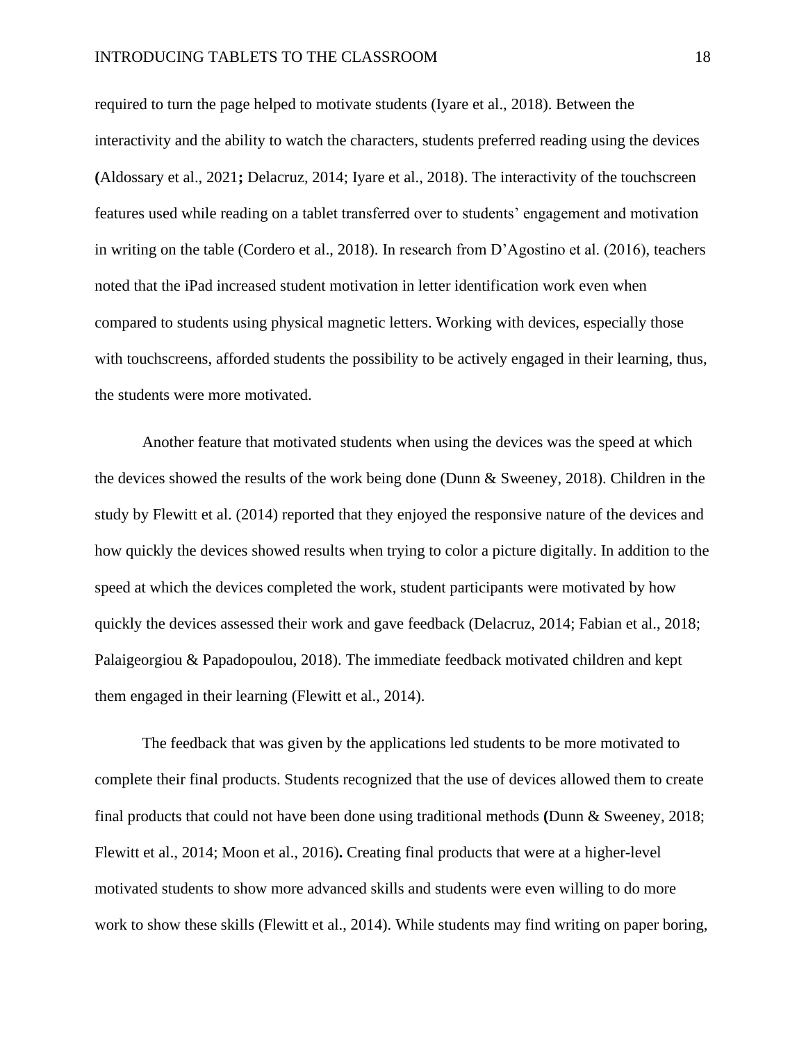required to turn the page helped to motivate students (Iyare et al., 2018). Between the interactivity and the ability to watch the characters, students preferred reading using the devices (Aldossary et al., 2021; Delacruz, 2014; Iyare et al., 2018). The interactivity of the touchscreen features used while reading on a tablet transferred over to students' engagement and motivation in writing on the table (Cordero et al., 2018). In research from D'Agostino et al. (2016), teachers noted that the iPad increased student motivation in letter identification work even when compared to students using physical magnetic letters. Working with devices, especially those with touchscreens, afforded students the possibility to be actively engaged in their learning, thus, the students were more motivated.

Another feature that motivated students when using the devices was the speed at which the devices showed the results of the work being done (Dunn & Sweeney, 2018). Children in the study by Flewitt et al. (2014) reported that they enjoyed the responsive nature of the devices and how quickly the devices showed results when trying to color a picture digitally. In addition to the speed at which the devices completed the work, student participants were motivated by how quickly the devices assessed their work and gave feedback (Delacruz, 2014; Fabian et al., 2018; Palaigeorgiou & Papadopoulou, 2018). The immediate feedback motivated children and kept them engaged in their learning (Flewitt et al., 2014).

The feedback that was given by the applications led students to be more motivated to complete their final products. Students recognized that the use of devices allowed them to create final products that could not have been done using traditional methods (Dunn & Sweeney, 2018; Flewitt et al., 2014; Moon et al., 2016). Creating final products that were at a higher-level motivated students to show more advanced skills and students were even willing to do more work to show these skills (Flewitt et al., 2014). While students may find writing on paper boring,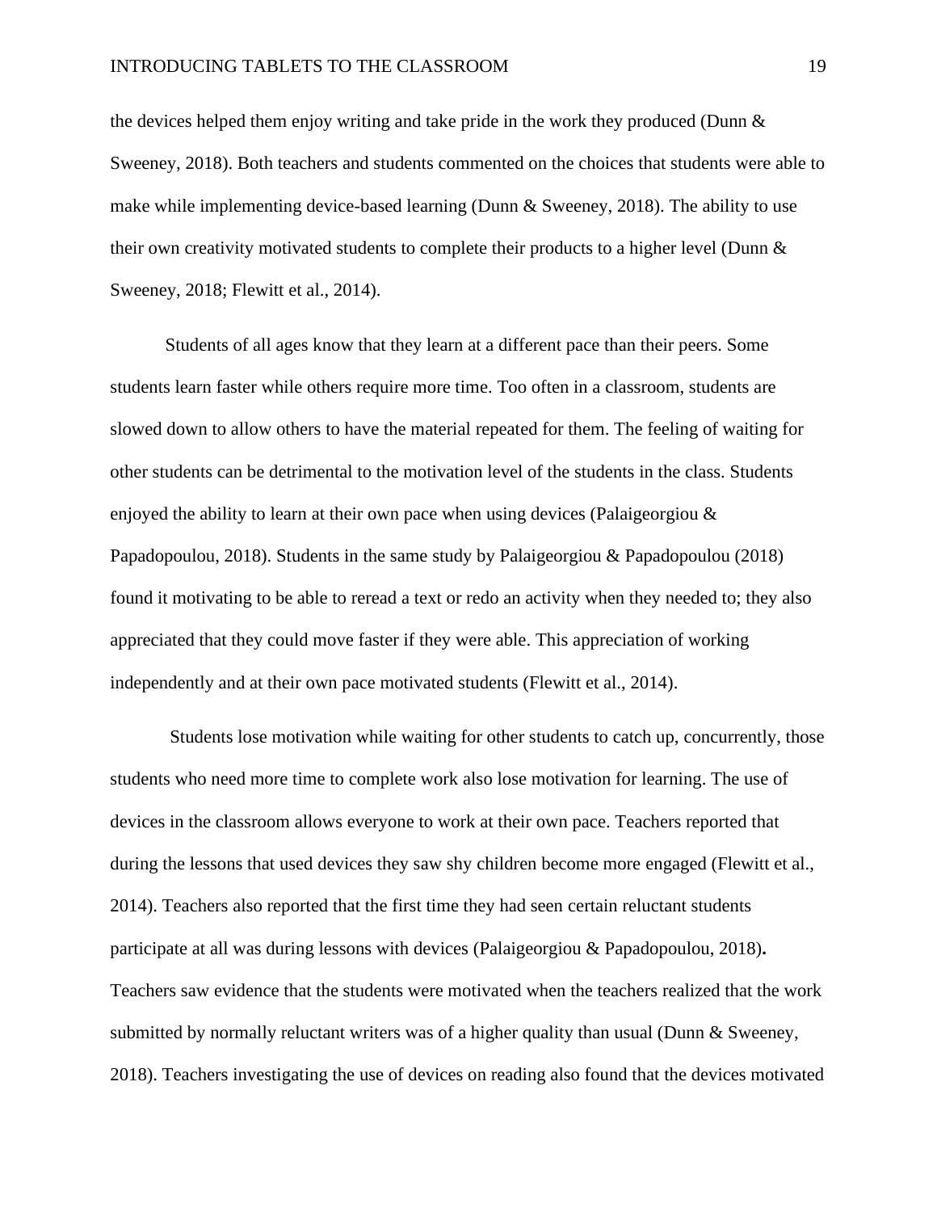the devices helped them enjoy writing and take pride in the work they produced (Dunn & Sweeney, 2018). Both teachers and students commented on the choices that students were able to make while implementing device-based learning (Dunn & Sweeney, 2018). The ability to use their own creativity motivated students to complete their products to a higher level (Dunn & Sweeney, 2018; Flewitt et al., 2014).

Students of all ages know that they learn at a different pace than their peers. Some students learn faster while others require more time. Too often in a classroom, students are slowed down to allow others to have the material repeated for them. The feeling of waiting for other students can be detrimental to the motivation level of the students in the class. Students enjoyed the ability to learn at their own pace when using devices (Palaigeorgiou & Papadopoulou, 2018). Students in the same study by Palaigeorgiou & Papadopoulou (2018) found it motivating to be able to reread a text or redo an activity when they needed to; they also appreciated that they could move faster if they were able. This appreciation of working independently and at their own pace motivated students (Flewitt et al., 2014).

Students lose motivation while waiting for other students to catch up, concurrently, those students who need more time to complete work also lose motivation for learning. The use of devices in the classroom allows everyone to work at their own pace. Teachers reported that during the lessons that used devices they saw shy children become more engaged (Flewitt et al., 2014). Teachers also reported that the first time they had seen certain reluctant students participate at all was during lessons with devices (Palaigeorgiou & Papadopoulou, 2018). Teachers saw evidence that the students were motivated when the teachers realized that the work submitted by normally reluctant writers was of a higher quality than usual (Dunn & Sweeney, 2018). Teachers investigating the use of devices on reading also found that the devices motivated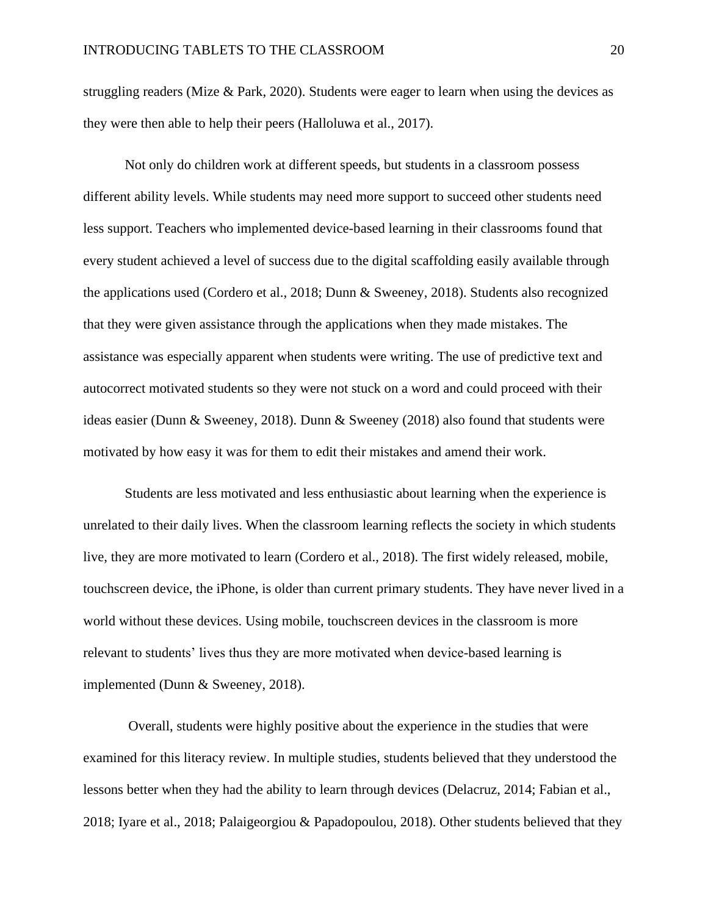struggling readers (Mize & Park, 2020). Students were eager to learn when using the devices as they were then able to help their peers (Halloluwa et al., 2017).

Not only do children work at different speeds, but students in a classroom possess different ability levels. While students may need more support to succeed other students need less support. Teachers who implemented device-based learning in their classrooms found that every student achieved a level of success due to the digital scaffolding easily available through the applications used (Cordero et al., 2018; Dunn & Sweeney, 2018). Students also recognized that they were given assistance through the applications when they made mistakes. The assistance was especially apparent when students were writing. The use of predictive text and autocorrect motivated students so they were not stuck on a word and could proceed with their ideas easier (Dunn & Sweeney, 2018). Dunn & Sweeney (2018) also found that students were motivated by how easy it was for them to edit their mistakes and amend their work.

Students are less motivated and less enthusiastic about learning when the experience is unrelated to their daily lives. When the classroom learning reflects the society in which students live, they are more motivated to learn (Cordero et al., 2018). The first widely released, mobile, touchscreen device, the iPhone, is older than current primary students. They have never lived in a world without these devices. Using mobile, touchscreen devices in the classroom is more relevant to students' lives thus they are more motivated when device-based learning is implemented (Dunn & Sweeney, 2018).

Overall, students were highly positive about the experience in the studies that were examined for this literacy review. In multiple studies, students believed that they understood the lessons better when they had the ability to learn through devices (Delacruz, 2014; Fabian et al., 2018; Iyare et al., 2018; Palaigeorgiou & Papadopoulou, 2018). Other students believed that they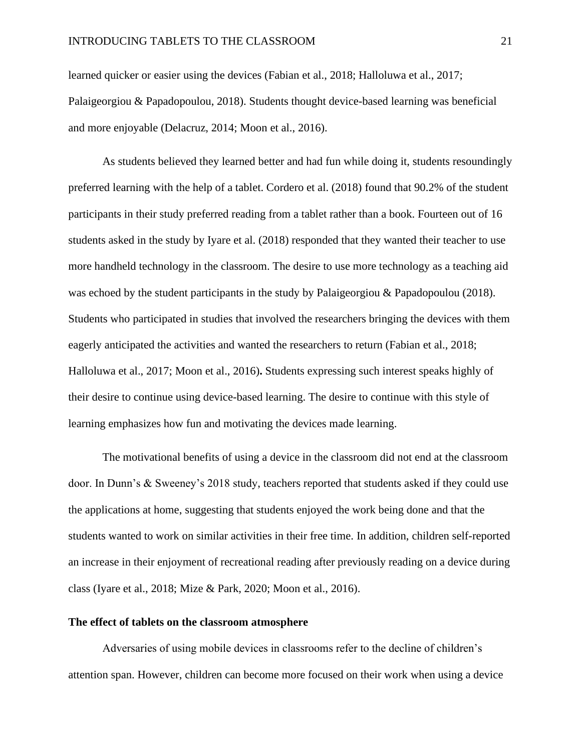learned quicker or easier using the devices (Fabian et al., 2018; Halloluwa et al., 2017; Palaigeorgiou & Papadopoulou, 2018). Students thought device-based learning was beneficial and more enjoyable (Delacruz, 2014; Moon et al., 2016).

As students believed they learned better and had fun while doing it, students resoundingly preferred learning with the help of a tablet. Cordero et al. (2018) found that 90.2% of the student participants in their study preferred reading from a tablet rather than a book. Fourteen out of 16 students asked in the study by Iyare et al. (2018) responded that they wanted their teacher to use more handheld technology in the classroom. The desire to use more technology as a teaching aid was echoed by the student participants in the study by Palaigeorgiou & Papadopoulou (2018). Students who participated in studies that involved the researchers bringing the devices with them eagerly anticipated the activities and wanted the researchers to return (Fabian et al., 2018; Halloluwa et al., 2017; Moon et al., 2016)**.** Students expressing such interest speaks highly of their desire to continue using device-based learning. The desire to continue with this style of learning emphasizes how fun and motivating the devices made learning.

The motivational benefits of using a device in the classroom did not end at the classroom door. In Dunn's & Sweeney's 2018 study, teachers reported that students asked if they could use the applications at home, suggesting that students enjoyed the work being done and that the students wanted to work on similar activities in their free time. In addition, children self-reported an increase in their enjoyment of recreational reading after previously reading on a device during class (Iyare et al., 2018; Mize & Park, 2020; Moon et al., 2016).

### The effect of tablets on the classroom atmosphere

Adversaries of using mobile devices in classrooms refer to the decline of children's attention span. However, children can become more focused on their work when using a device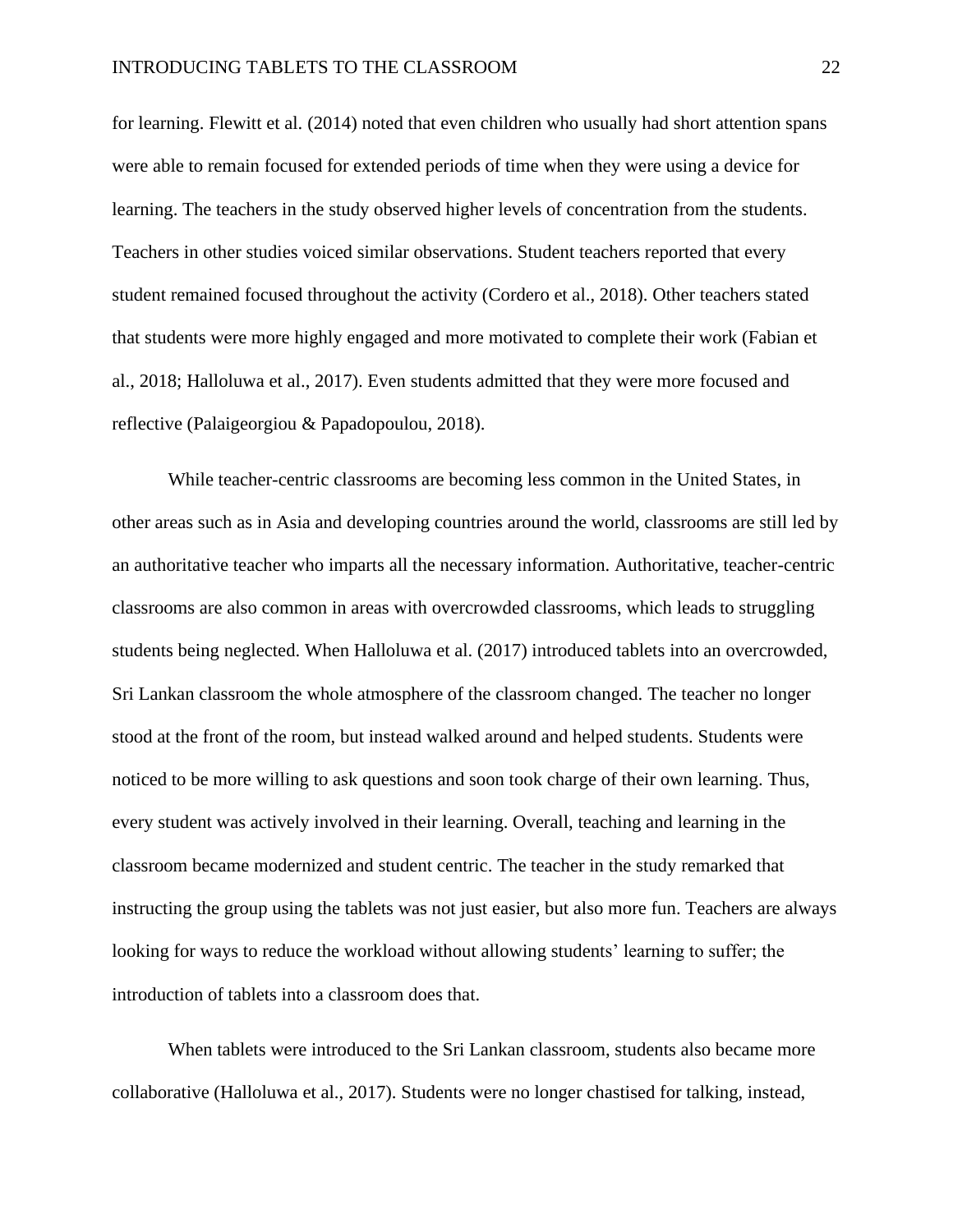for learning. Flewitt et al. (2014) noted that even children who usually had short attention spans were able to remain focused for extended periods of time when they were using a device for learning. The teachers in the study observed higher levels of concentration from the students. Teachers in other studies voiced similar observations. Student teachers reported that every student remained focused throughout the activity (Cordero et al., 2018). Other teachers stated that students were more highly engaged and more motivated to complete their work (Fabian et al., 2018; Halloluwa et al., 2017). Even students admitted that they were more focused and reflective (Palaigeorgiou & Papadopoulou, 2018).

While teacher-centric classrooms are becoming less common in the United States, in other areas such as in Asia and developing countries around the world, classrooms are still led by an authoritative teacher who imparts all the necessary information. Authoritative, teacher-centric classrooms are also common in areas with overcrowded classrooms, which leads to struggling students being neglected. When Halloluwa et al. (2017) introduced tablets into an overcrowded, Sri Lankan classroom the whole atmosphere of the classroom changed. The teacher no longer stood at the front of the room, but instead walked around and helped students. Students were noticed to be more willing to ask questions and soon took charge of their own learning. Thus, every student was actively involved in their learning. Overall, teaching and learning in the classroom became modernized and student centric. The teacher in the study remarked that instructing the group using the tablets was not just easier, but also more fun. Teachers are always looking for ways to reduce the workload without allowing students' learning to suffer; the introduction of tablets into a classroom does that.

When tablets were introduced to the Sri Lankan classroom, students also became more collaborative (Halloluwa et al., 2017). Students were no longer chastised for talking, instead,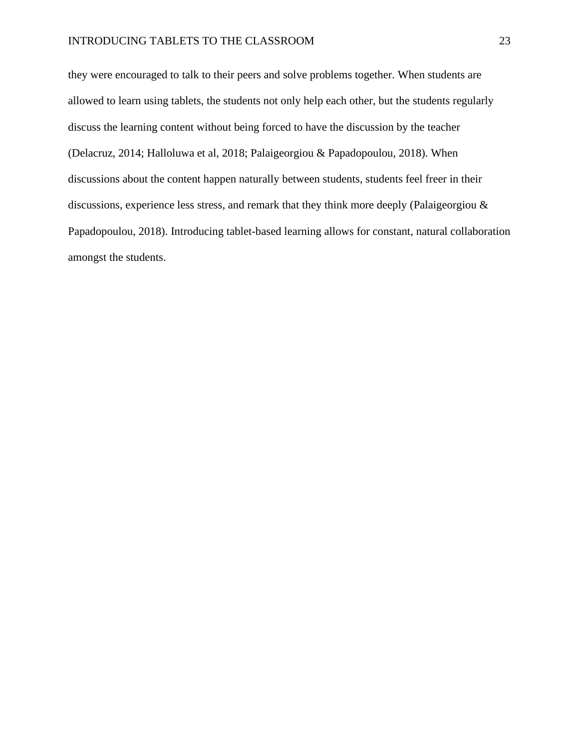they were encouraged to talk to their peers and solve problems together. When students are allowed to learn using tablets, the students not only help each other, but the students regularly discuss the learning content without being forced to have the discussion by the teacher (Delacruz, 2014; Halloluwa et al, 2018; Palaigeorgiou & Papadopoulou, 2018). When discussions about the content happen naturally between students, students feel freer in their discussions, experience less stress, and remark that they think more deeply (Palaigeorgiou & Papadopoulou, 2018). Introducing tablet-based learning allows for constant, natural collaboration amongst the students.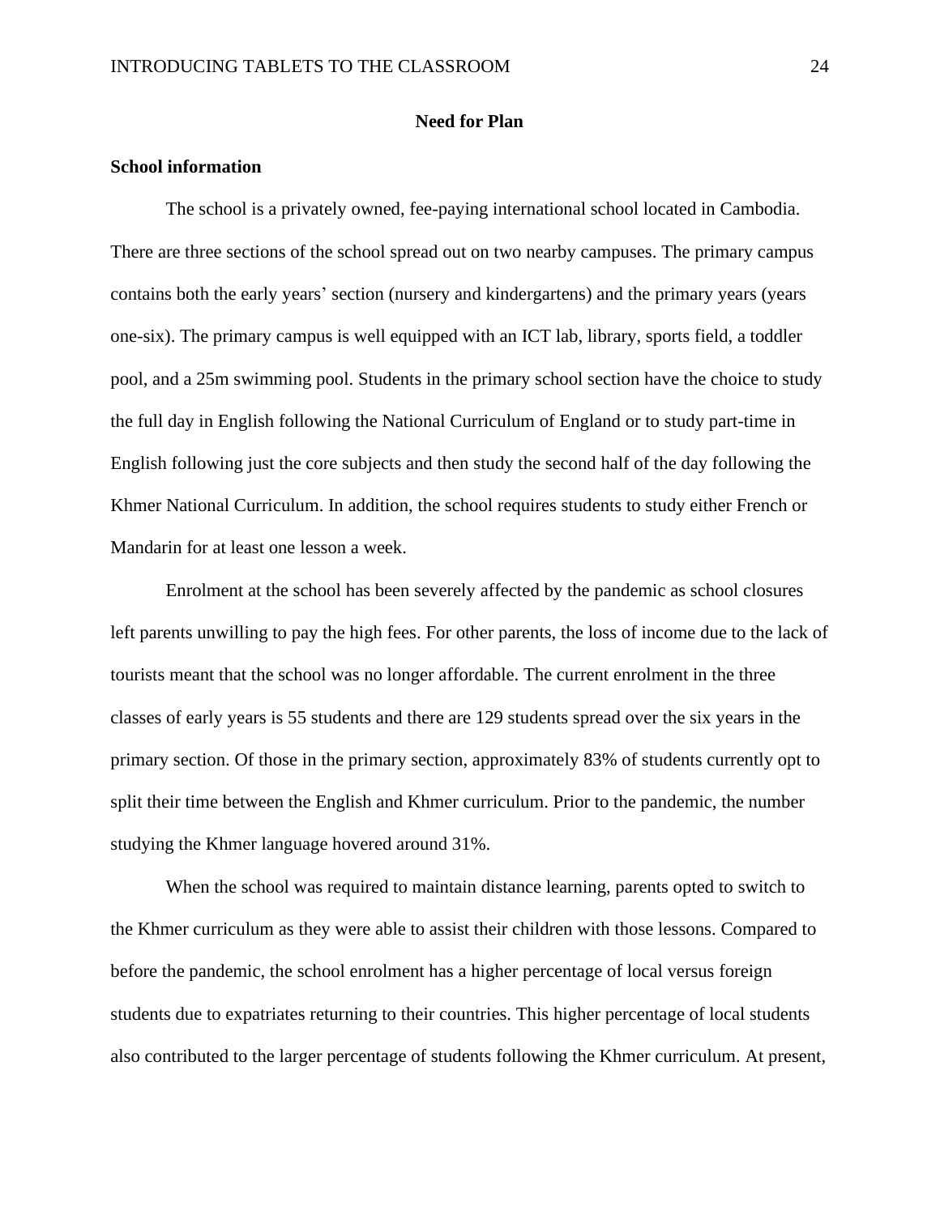## Need for Plan

### School information

The school is a privately owned, fee-paying international school located in Cambodia. There are three sections of the school spread out on two nearby campuses. The primary campus contains both the early years' section (nursery and kindergartens) and the primary years (years one-six). The primary campus is well equipped with an ICT lab, library, sports field, a toddler pool, and a 25m swimming pool. Students in the primary school section have the choice to study the full day in English following the National Curriculum of England or to study part-time in English following just the core subjects and then study the second half of the day following the Khmer National Curriculum. In addition, the school requires students to study either French or Mandarin for at least one lesson a week.

Enrolment at the school has been severely affected by the pandemic as school closures left parents unwilling to pay the high fees. For other parents, the loss of income due to the lack of tourists meant that the school was no longer affordable. The current enrolment in the three classes of early years is 55 students and there are 129 students spread over the six years in the primary section. Of those in the primary section, approximately 83% of students currently opt to split their time between the English and Khmer curriculum. Prior to the pandemic, the number studying the Khmer language hovered around 31%.

When the school was required to maintain distance learning, parents opted to switch to the Khmer curriculum as they were able to assist their children with those lessons. Compared to before the pandemic, the school enrolment has a higher percentage of local versus foreign students due to expatriates returning to their countries. This higher percentage of local students also contributed to the larger percentage of students following the Khmer curriculum. At present,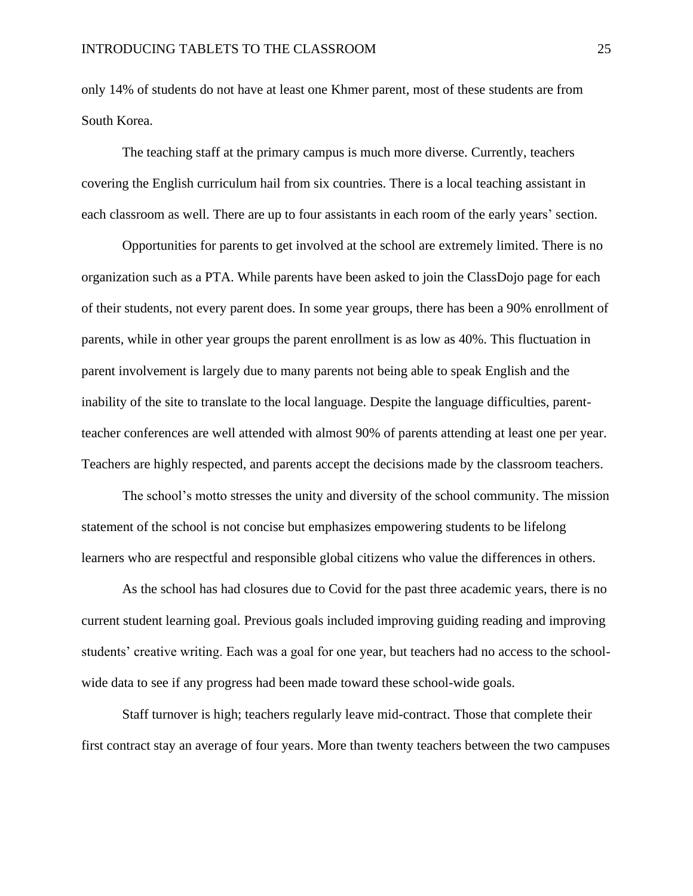only 14% of students do not have at least one Khmer parent, most of these students are from South Korea.

The teaching staff at the primary campus is much more diverse. Currently, teachers covering the English curriculum hail from six countries. There is a local teaching assistant in each classroom as well. There are up to four assistants in each room of the early years' section.

Opportunities for parents to get involved at the school are extremely limited. There is no organization such as a PTA. While parents have been asked to join the ClassDojo page for each of their students, not every parent does. In some year groups, there has been a 90% enrollment of parents, while in other year groups the parent enrollment is as low as 40%. This fluctuation in parent involvement is largely due to many parents not being able to speak English and the inability of the site to translate to the local language. Despite the language difficulties, parent-teacher conferences are well attended with almost 90% of parents attending at least one per year. Teachers are highly respected, and parents accept the decisions made by the classroom teachers.

The school's motto stresses the unity and diversity of the school community. The mission statement of the school is not concise but emphasizes empowering students to be lifelong learners who are respectful and responsible global citizens who value the differences in others.

As the school has had closures due to Covid for the past three academic years, there is no current student learning goal. Previous goals included improving guiding reading and improving students' creative writing. Each was a goal for one year, but teachers had no access to the school-wide data to see if any progress had been made toward these school-wide goals.

Staff turnover is high; teachers regularly leave mid-contract. Those that complete their first contract stay an average of four years. More than twenty teachers between the two campuses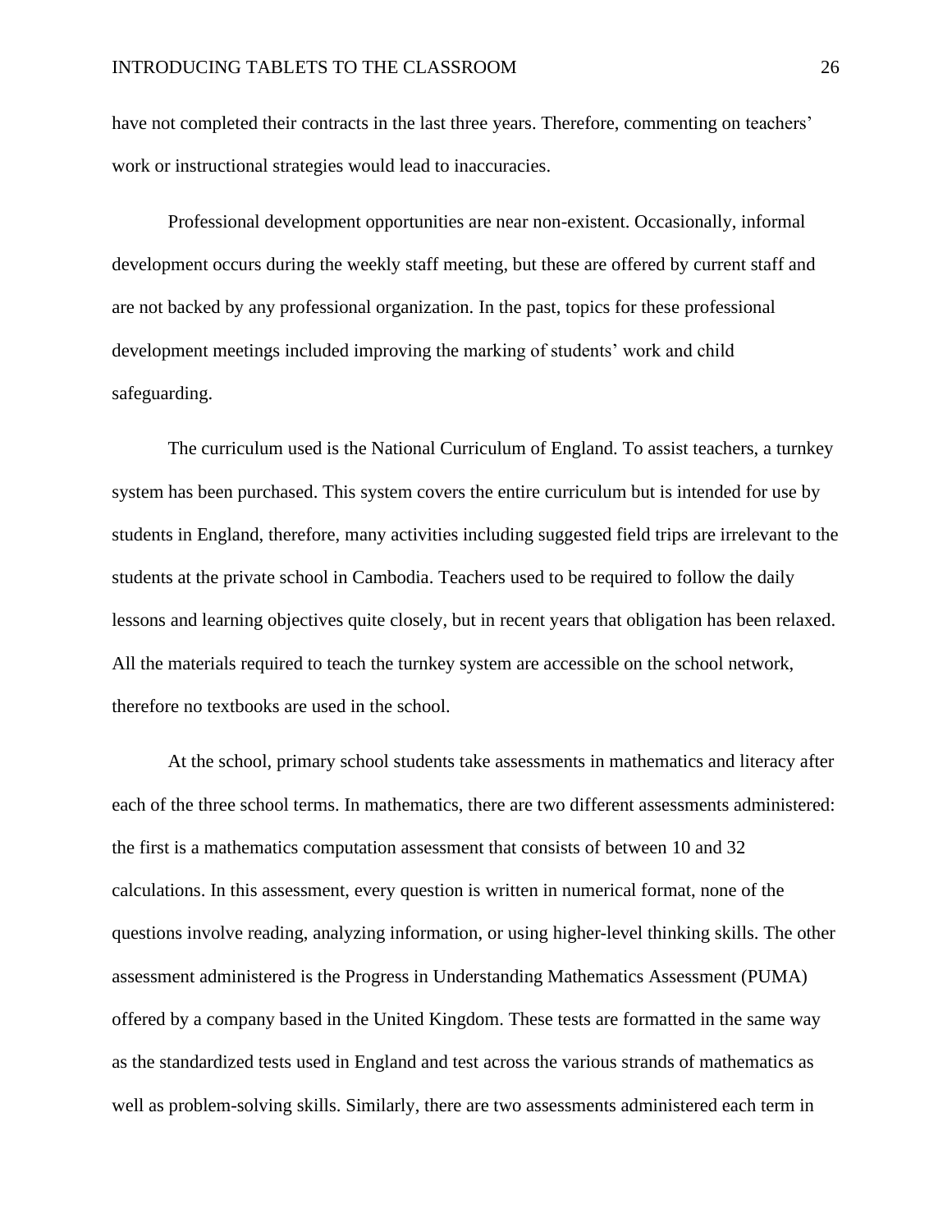have not completed their contracts in the last three years. Therefore, commenting on teachers' work or instructional strategies would lead to inaccuracies.

Professional development opportunities are near non-existent. Occasionally, informal development occurs during the weekly staff meeting, but these are offered by current staff and are not backed by any professional organization. In the past, topics for these professional development meetings included improving the marking of students' work and child safeguarding.

The curriculum used is the National Curriculum of England. To assist teachers, a turnkey system has been purchased. This system covers the entire curriculum but is intended for use by students in England, therefore, many activities including suggested field trips are irrelevant to the students at the private school in Cambodia. Teachers used to be required to follow the daily lessons and learning objectives quite closely, but in recent years that obligation has been relaxed. All the materials required to teach the turnkey system are accessible on the school network, therefore no textbooks are used in the school.

At the school, primary school students take assessments in mathematics and literacy after each of the three school terms. In mathematics, there are two different assessments administered: the first is a mathematics computation assessment that consists of between 10 and 32 calculations. In this assessment, every question is written in numerical format, none of the questions involve reading, analyzing information, or using higher-level thinking skills. The other assessment administered is the Progress in Understanding Mathematics Assessment (PUMA) offered by a company based in the United Kingdom. These tests are formatted in the same way as the standardized tests used in England and test across the various strands of mathematics as well as problem-solving skills. Similarly, there are two assessments administered each term in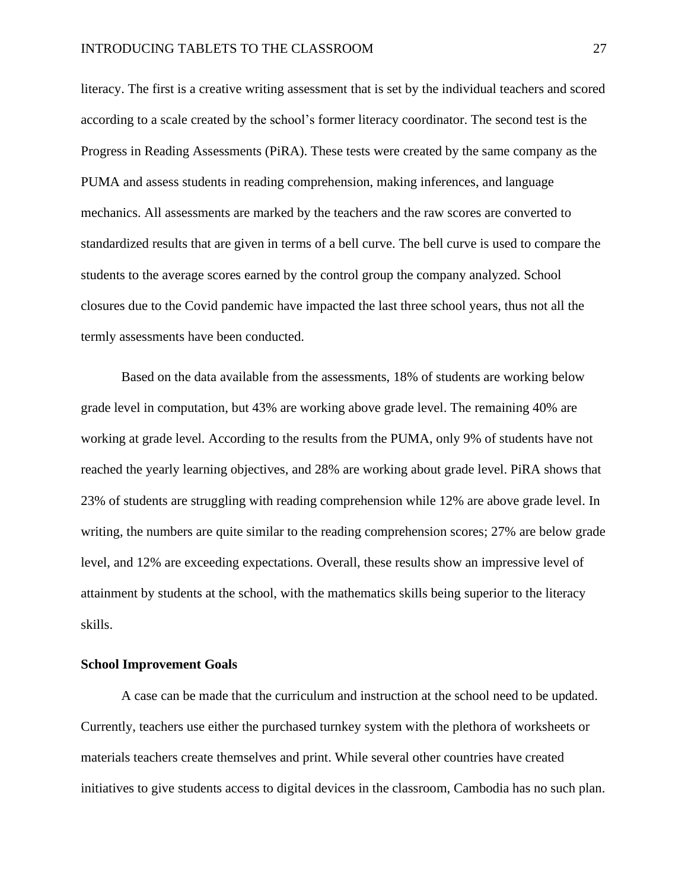literacy. The first is a creative writing assessment that is set by the individual teachers and scored according to a scale created by the school's former literacy coordinator. The second test is the Progress in Reading Assessments (PiRA). These tests were created by the same company as the PUMA and assess students in reading comprehension, making inferences, and language mechanics. All assessments are marked by the teachers and the raw scores are converted to standardized results that are given in terms of a bell curve. The bell curve is used to compare the students to the average scores earned by the control group the company analyzed. School closures due to the Covid pandemic have impacted the last three school years, thus not all the termly assessments have been conducted.

Based on the data available from the assessments, 18% of students are working below grade level in computation, but 43% are working above grade level. The remaining 40% are working at grade level. According to the results from the PUMA, only 9% of students have not reached the yearly learning objectives, and 28% are working about grade level. PiRA shows that 23% of students are struggling with reading comprehension while 12% are above grade level. In writing, the numbers are quite similar to the reading comprehension scores; 27% are below grade level, and 12% are exceeding expectations. Overall, these results show an impressive level of attainment by students at the school, with the mathematics skills being superior to the literacy skills.

**School Improvement Goals**

A case can be made that the curriculum and instruction at the school need to be updated. Currently, teachers use either the purchased turnkey system with the plethora of worksheets or materials teachers create themselves and print. While several other countries have created initiatives to give students access to digital devices in the classroom, Cambodia has no such plan.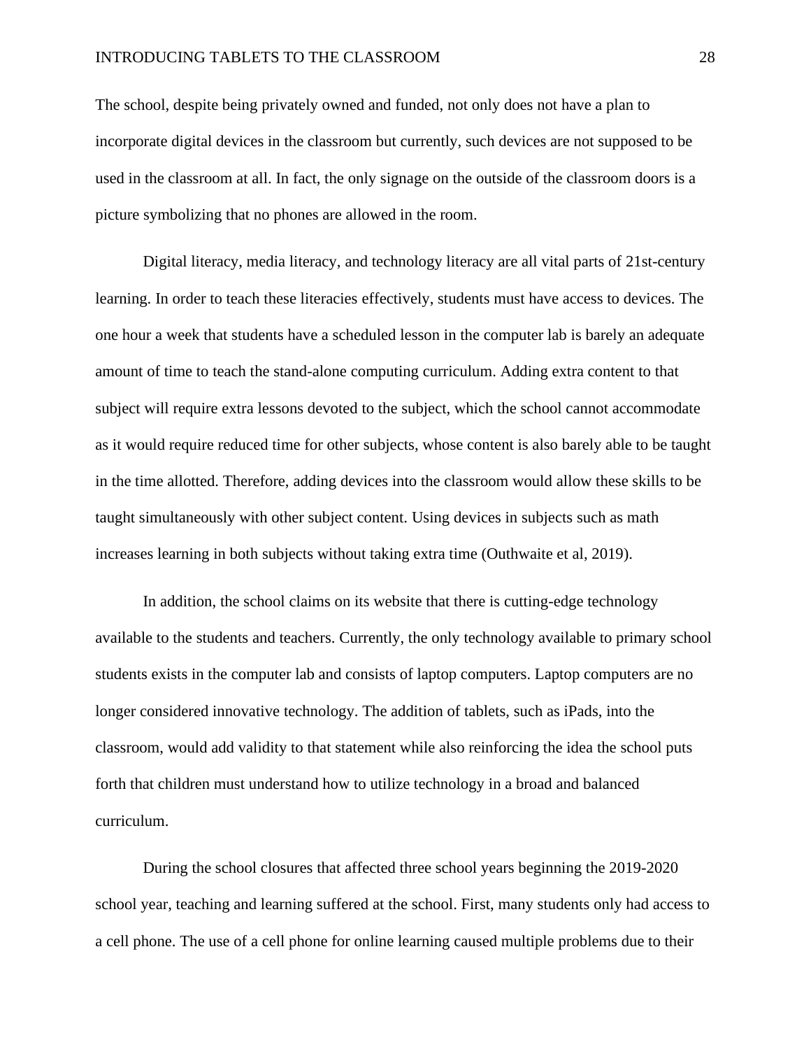The school, despite being privately owned and funded, not only does not have a plan to incorporate digital devices in the classroom but currently, such devices are not supposed to be used in the classroom at all. In fact, the only signage on the outside of the classroom doors is a picture symbolizing that no phones are allowed in the room.

Digital literacy, media literacy, and technology literacy are all vital parts of 21st-century learning. In order to teach these literacies effectively, students must have access to devices. The one hour a week that students have a scheduled lesson in the computer lab is barely an adequate amount of time to teach the stand-alone computing curriculum. Adding extra content to that subject will require extra lessons devoted to the subject, which the school cannot accommodate as it would require reduced time for other subjects, whose content is also barely able to be taught in the time allotted. Therefore, adding devices into the classroom would allow these skills to be taught simultaneously with other subject content. Using devices in subjects such as math increases learning in both subjects without taking extra time (Outhwaite et al, 2019).

In addition, the school claims on its website that there is cutting-edge technology available to the students and teachers. Currently, the only technology available to primary school students exists in the computer lab and consists of laptop computers. Laptop computers are no longer considered innovative technology. The addition of tablets, such as iPads, into the classroom, would add validity to that statement while also reinforcing the idea the school puts forth that children must understand how to utilize technology in a broad and balanced curriculum.

During the school closures that affected three school years beginning the 2019-2020 school year, teaching and learning suffered at the school. First, many students only had access to a cell phone. The use of a cell phone for online learning caused multiple problems due to their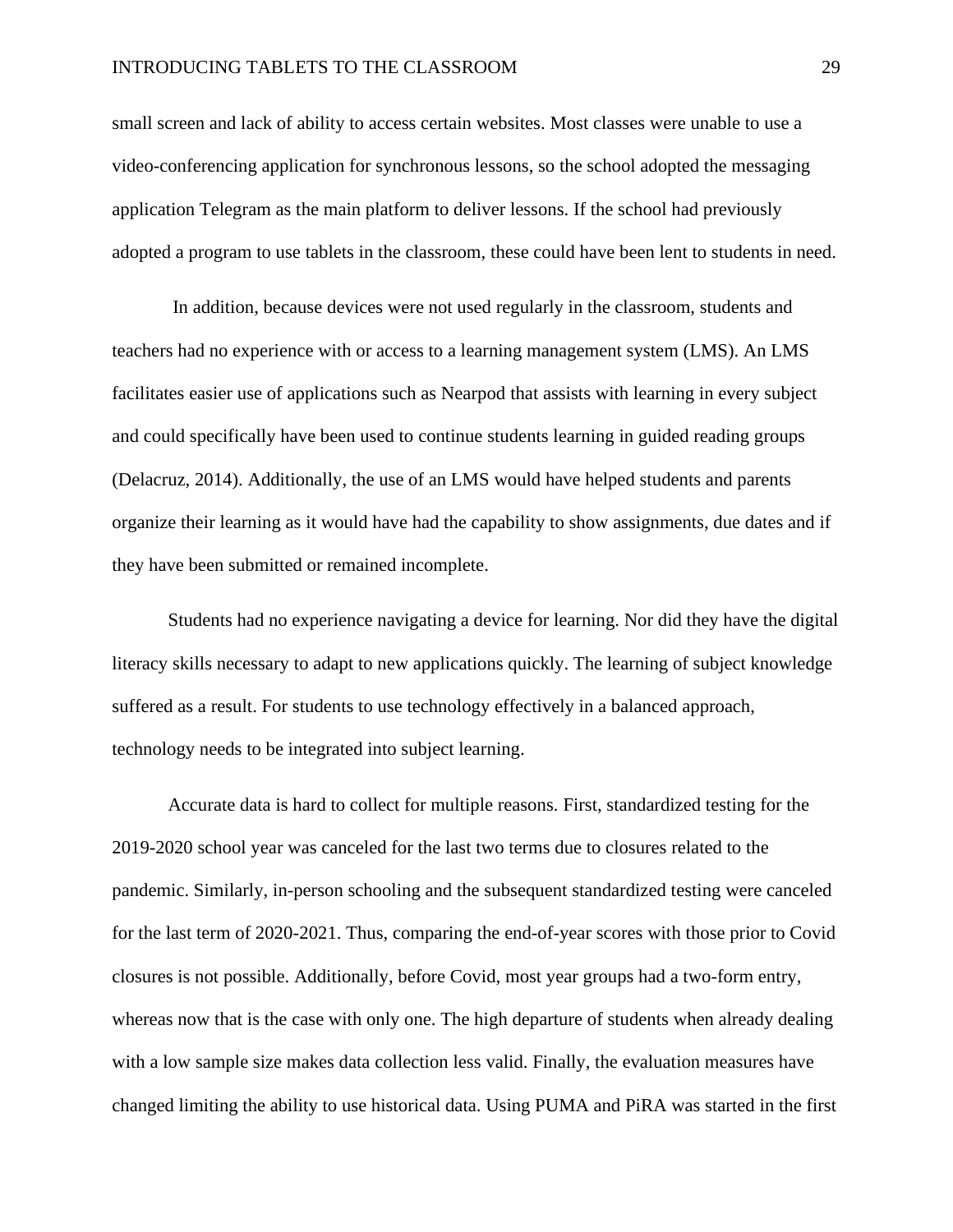small screen and lack of ability to access certain websites. Most classes were unable to use a video-conferencing application for synchronous lessons, so the school adopted the messaging application Telegram as the main platform to deliver lessons. If the school had previously adopted a program to use tablets in the classroom, these could have been lent to students in need.

In addition, because devices were not used regularly in the classroom, students and teachers had no experience with or access to a learning management system (LMS). An LMS facilitates easier use of applications such as Nearpod that assists with learning in every subject and could specifically have been used to continue students learning in guided reading groups (Delacruz, 2014). Additionally, the use of an LMS would have helped students and parents organize their learning as it would have had the capability to show assignments, due dates and if they have been submitted or remained incomplete.

Students had no experience navigating a device for learning. Nor did they have the digital literacy skills necessary to adapt to new applications quickly. The learning of subject knowledge suffered as a result. For students to use technology effectively in a balanced approach, technology needs to be integrated into subject learning.

Accurate data is hard to collect for multiple reasons. First, standardized testing for the 2019-2020 school year was canceled for the last two terms due to closures related to the pandemic. Similarly, in-person schooling and the subsequent standardized testing were canceled for the last term of 2020-2021. Thus, comparing the end-of-year scores with those prior to Covid closures is not possible. Additionally, before Covid, most year groups had a two-form entry, whereas now that is the case with only one. The high departure of students when already dealing with a low sample size makes data collection less valid. Finally, the evaluation measures have changed limiting the ability to use historical data. Using PUMA and PiRA was started in the first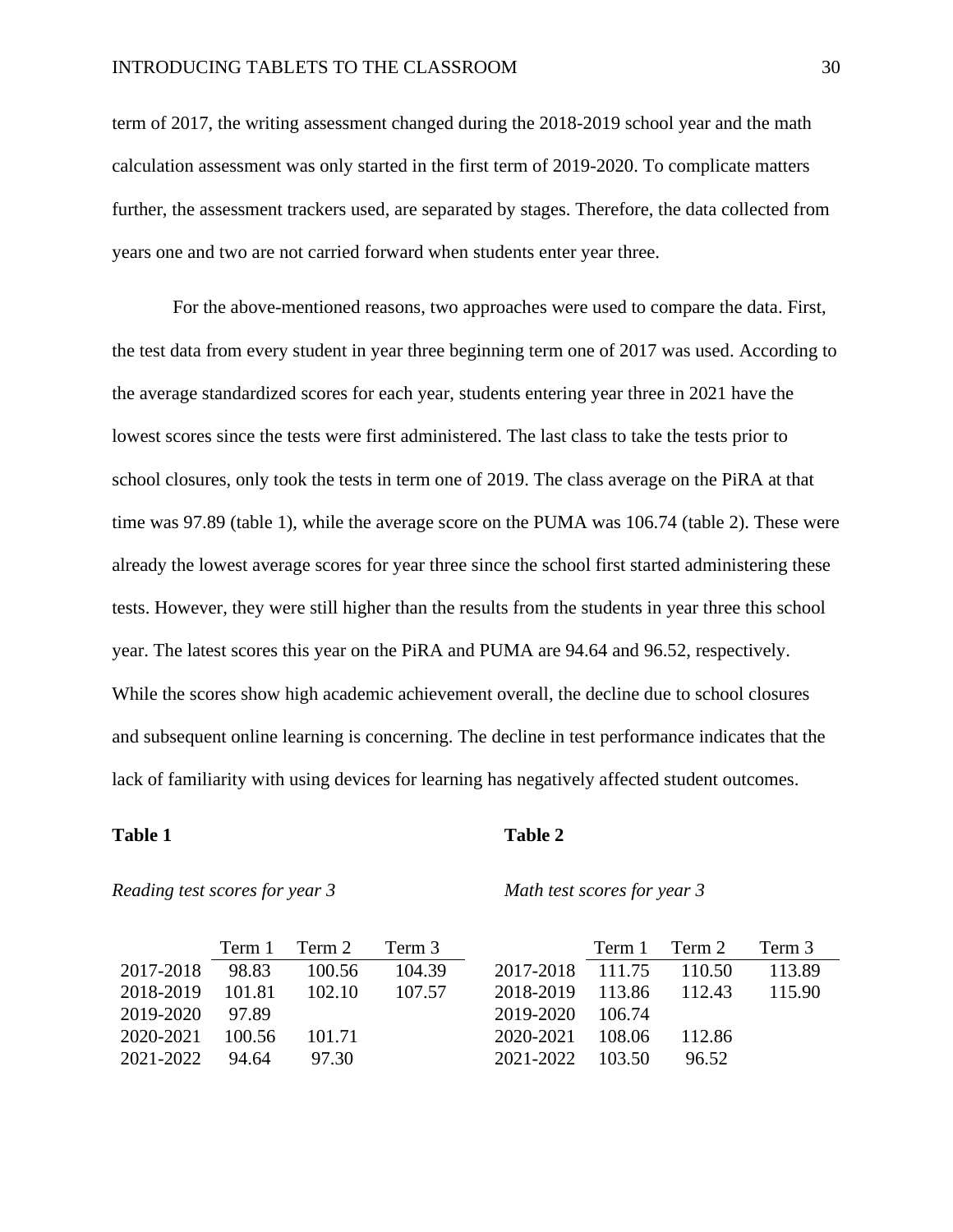term of 2017, the writing assessment changed during the 2018-2019 school year and the math calculation assessment was only started in the first term of 2019-2020. To complicate matters further, the assessment trackers used, are separated by stages. Therefore, the data collected from years one and two are not carried forward when students enter year three.

For the above-mentioned reasons, two approaches were used to compare the data. First, the test data from every student in year three beginning term one of 2017 was used. According to the average standardized scores for each year, students entering year three in 2021 have the lowest scores since the tests were first administered. The last class to take the tests prior to school closures, only took the tests in term one of 2019. The class average on the PiRA at that time was 97.89 (table 1), while the average score on the PUMA was 106.74 (table 2). These were already the lowest average scores for year three since the school first started administering these tests. However, they were still higher than the results from the students in year three this school year. The latest scores this year on the PiRA and PUMA are 94.64 and 96.52, respectively. While the scores show high academic achievement overall, the decline due to school closures and subsequent online learning is concerning. The decline in test performance indicates that the lack of familiarity with using devices for learning has negatively affected student outcomes.

**Table 1**

*Reading test scores for year 3*

| | Term 1 | Term 2 | Term 3 |
|---|---|---|---|
| 2017-2018 | 98.83 | 100.56 | 104.39 |
| 2018-2019 | 101.81 | 102.10 | 107.57 |
| 2019-2020 | 97.89 | | |
| 2020-2021 | 100.56 | 101.71 | |
| 2021-2022 | 94.64 | 97.30 | |

**Table 2**

*Math test scores for year 3*

| | Term 1 | Term 2 | Term 3 |
|---|---|---|---|
| 2017-2018 | 111.75 | 110.50 | 113.89 |
| 2018-2019 | 113.86 | 112.43 | 115.90 |
| 2019-2020 | 106.74 | | |
| 2020-2021 | 108.06 | 112.86 | |
| 2021-2022 | 103.50 | 96.52 | |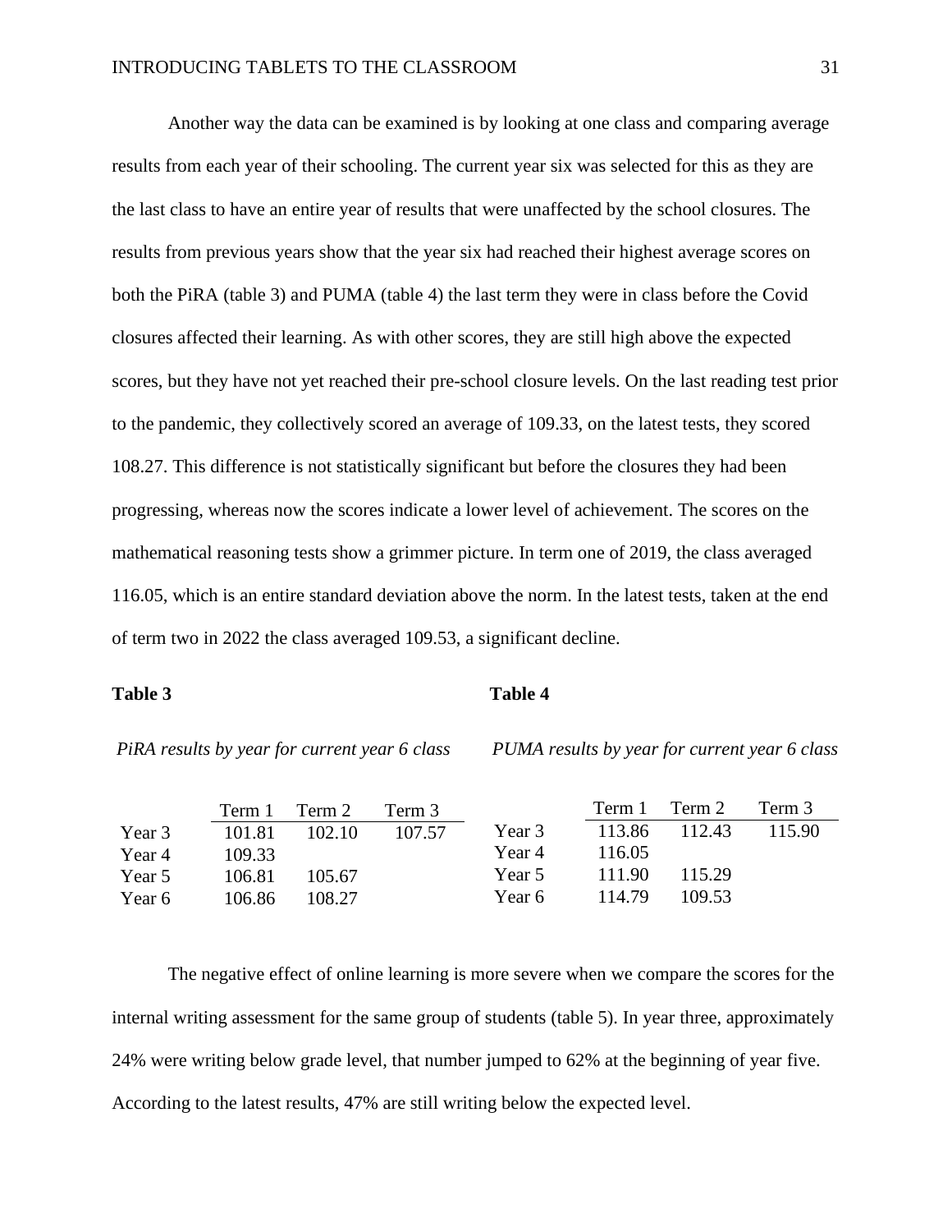Another way the data can be examined is by looking at one class and comparing average results from each year of their schooling. The current year six was selected for this as they are the last class to have an entire year of results that were unaffected by the school closures. The results from previous years show that the year six had reached their highest average scores on both the PiRA (table 3) and PUMA (table 4) the last term they were in class before the Covid closures affected their learning. As with other scores, they are still high above the expected scores, but they have not yet reached their pre-school closure levels. On the last reading test prior to the pandemic, they collectively scored an average of 109.33, on the latest tests, they scored 108.27. This difference is not statistically significant but before the closures they had been progressing, whereas now the scores indicate a lower level of achievement. The scores on the mathematical reasoning tests show a grimmer picture. In term one of 2019, the class averaged 116.05, which is an entire standard deviation above the norm. In the latest tests, taken at the end of term two in 2022 the class averaged 109.53, a significant decline.

**Table 3**

*PiRA results by year for current year 6 class*

| | Term 1 | Term 2 | Term 3 |
|---|---|---|---|
| Year 3 | 101.81 | 102.10 | 107.57 |
| Year 4 | 109.33 | | |
| Year 5 | 106.81 | 105.67 | |
| Year 6 | 106.86 | 108.27 | |

**Table 4**

*PUMA results by year for current year 6 class*

| | Term 1 | Term 2 | Term 3 |
|---|---|---|---|
| Year 3 | 113.86 | 112.43 | 115.90 |
| Year 4 | 116.05 | | |
| Year 5 | 111.90 | 115.29 | |
| Year 6 | 114.79 | 109.53 | |

The negative effect of online learning is more severe when we compare the scores for the internal writing assessment for the same group of students (table 5). In year three, approximately 24% were writing below grade level, that number jumped to 62% at the beginning of year five. According to the latest results, 47% are still writing below the expected level.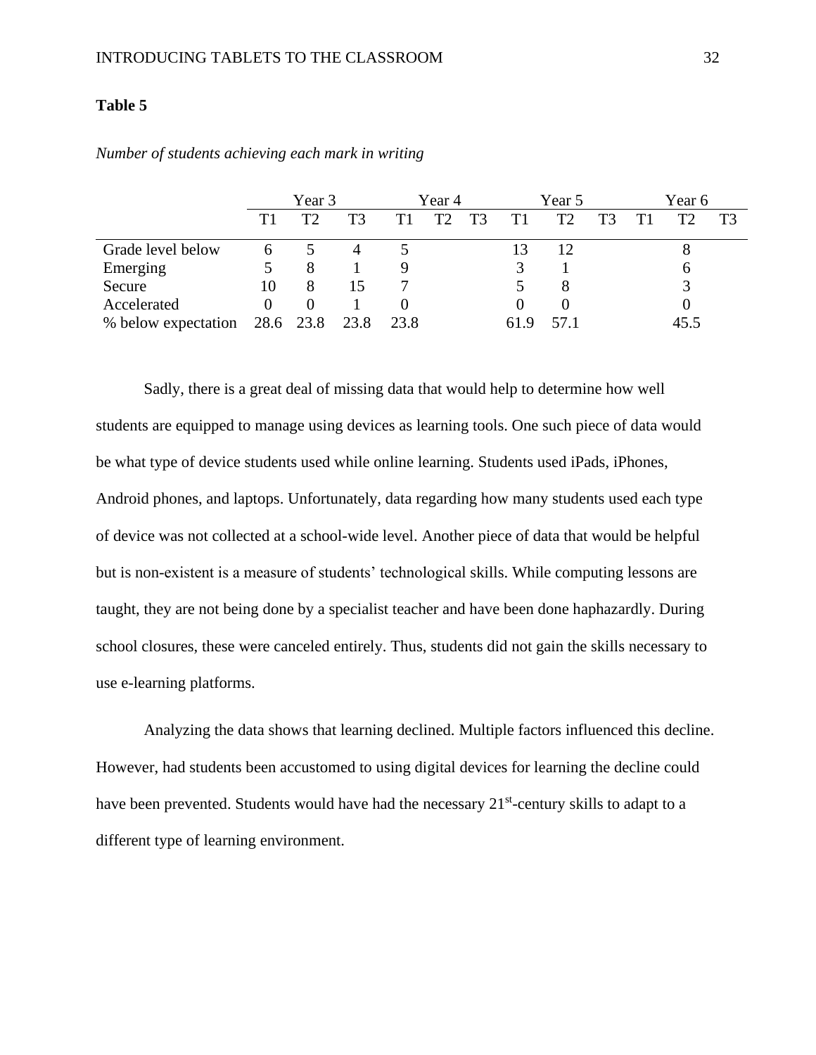**Table 5**

*Number of students achieving each mark in writing*

| | Year 3 | | | Year 4 | | | Year 5 | | | Year 6 | | |
|---|---|---|---|---|---|---|---|---|---|---|---|---|
| | T1 | T2 | T3 | T1 | T2 | T3 | T1 | T2 | T3 | T1 | T2 | T3 |
| Grade level below | 6 | 5 | 4 | 5 | | | 13 | 12 | | | 8 | |
| Emerging | 5 | 8 | 1 | 9 | | | 3 | 1 | | | 6 | |
| Secure | 10 | 8 | 15 | 7 | | | 5 | 8 | | | 3 | |
| Accelerated | 0 | 0 | 1 | 0 | | | 0 | 0 | | | 0 | |
| % below expectation | 28.6 | 23.8 | 23.8 | 23.8 | | | 61.9 | 57.1 | | | 45.5 | |

Sadly, there is a great deal of missing data that would help to determine how well students are equipped to manage using devices as learning tools. One such piece of data would be what type of device students used while online learning. Students used iPads, iPhones, Android phones, and laptops. Unfortunately, data regarding how many students used each type of device was not collected at a school-wide level. Another piece of data that would be helpful but is non-existent is a measure of students' technological skills. While computing lessons are taught, they are not being done by a specialist teacher and have been done haphazardly. During school closures, these were canceled entirely. Thus, students did not gain the skills necessary to use e-learning platforms.

Analyzing the data shows that learning declined. Multiple factors influenced this decline. However, had students been accustomed to using digital devices for learning the decline could have been prevented. Students would have had the necessary 21st-century skills to adapt to a different type of learning environment.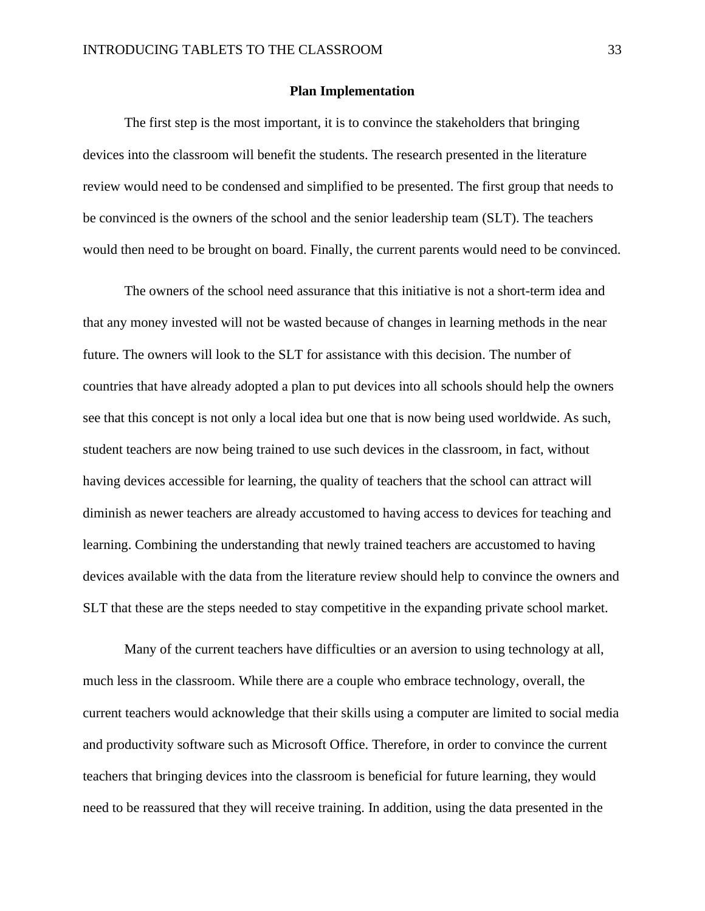## Plan Implementation

The first step is the most important, it is to convince the stakeholders that bringing devices into the classroom will benefit the students. The research presented in the literature review would need to be condensed and simplified to be presented. The first group that needs to be convinced is the owners of the school and the senior leadership team (SLT). The teachers would then need to be brought on board. Finally, the current parents would need to be convinced.

The owners of the school need assurance that this initiative is not a short-term idea and that any money invested will not be wasted because of changes in learning methods in the near future. The owners will look to the SLT for assistance with this decision. The number of countries that have already adopted a plan to put devices into all schools should help the owners see that this concept is not only a local idea but one that is now being used worldwide. As such, student teachers are now being trained to use such devices in the classroom, in fact, without having devices accessible for learning, the quality of teachers that the school can attract will diminish as newer teachers are already accustomed to having access to devices for teaching and learning. Combining the understanding that newly trained teachers are accustomed to having devices available with the data from the literature review should help to convince the owners and SLT that these are the steps needed to stay competitive in the expanding private school market.

Many of the current teachers have difficulties or an aversion to using technology at all, much less in the classroom. While there are a couple who embrace technology, overall, the current teachers would acknowledge that their skills using a computer are limited to social media and productivity software such as Microsoft Office. Therefore, in order to convince the current teachers that bringing devices into the classroom is beneficial for future learning, they would need to be reassured that they will receive training. In addition, using the data presented in the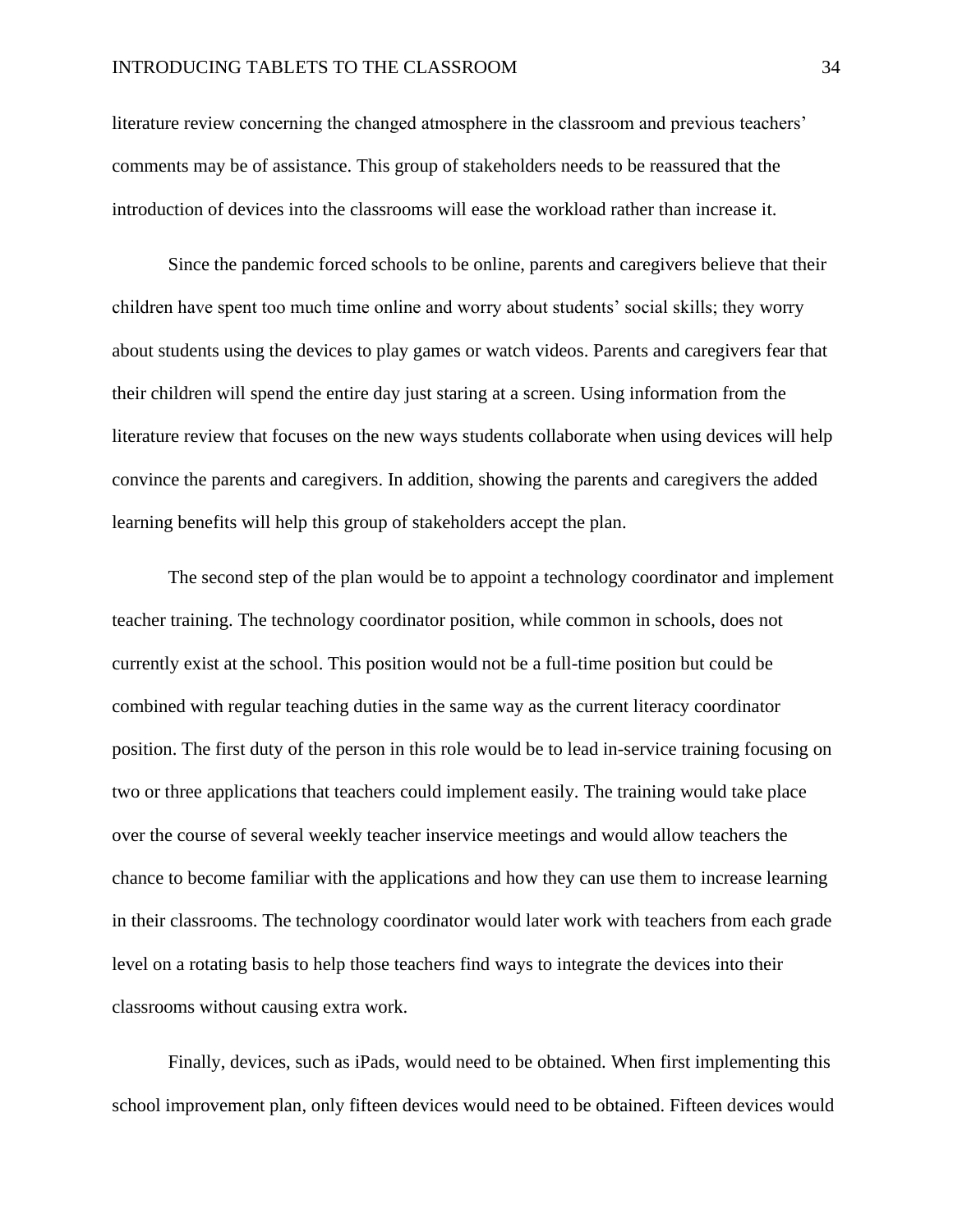literature review concerning the changed atmosphere in the classroom and previous teachers' comments may be of assistance. This group of stakeholders needs to be reassured that the introduction of devices into the classrooms will ease the workload rather than increase it.

Since the pandemic forced schools to be online, parents and caregivers believe that their children have spent too much time online and worry about students' social skills; they worry about students using the devices to play games or watch videos. Parents and caregivers fear that their children will spend the entire day just staring at a screen. Using information from the literature review that focuses on the new ways students collaborate when using devices will help convince the parents and caregivers. In addition, showing the parents and caregivers the added learning benefits will help this group of stakeholders accept the plan.

The second step of the plan would be to appoint a technology coordinator and implement teacher training. The technology coordinator position, while common in schools, does not currently exist at the school. This position would not be a full-time position but could be combined with regular teaching duties in the same way as the current literacy coordinator position. The first duty of the person in this role would be to lead in-service training focusing on two or three applications that teachers could implement easily. The training would take place over the course of several weekly teacher inservice meetings and would allow teachers the chance to become familiar with the applications and how they can use them to increase learning in their classrooms. The technology coordinator would later work with teachers from each grade level on a rotating basis to help those teachers find ways to integrate the devices into their classrooms without causing extra work.

Finally, devices, such as iPads, would need to be obtained. When first implementing this school improvement plan, only fifteen devices would need to be obtained. Fifteen devices would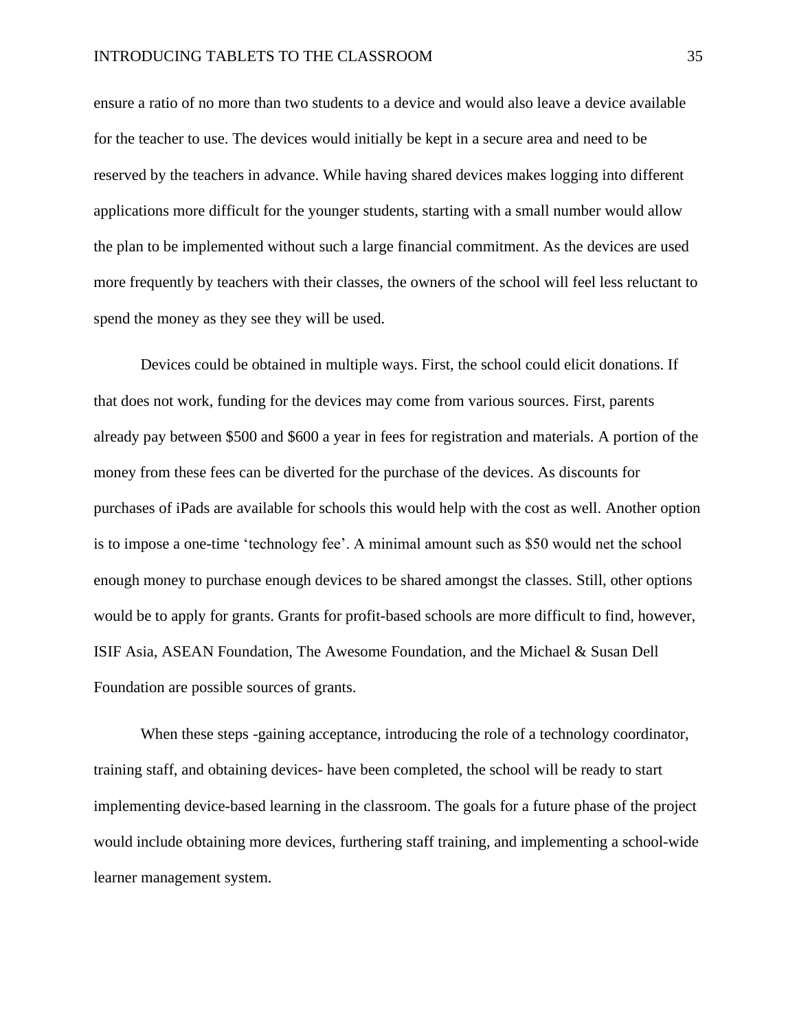ensure a ratio of no more than two students to a device and would also leave a device available for the teacher to use. The devices would initially be kept in a secure area and need to be reserved by the teachers in advance. While having shared devices makes logging into different applications more difficult for the younger students, starting with a small number would allow the plan to be implemented without such a large financial commitment. As the devices are used more frequently by teachers with their classes, the owners of the school will feel less reluctant to spend the money as they see they will be used.

Devices could be obtained in multiple ways. First, the school could elicit donations. If that does not work, funding for the devices may come from various sources. First, parents already pay between $500 and $600 a year in fees for registration and materials. A portion of the money from these fees can be diverted for the purchase of the devices. As discounts for purchases of iPads are available for schools this would help with the cost as well. Another option is to impose a one-time 'technology fee'. A minimal amount such as $50 would net the school enough money to purchase enough devices to be shared amongst the classes. Still, other options would be to apply for grants. Grants for profit-based schools are more difficult to find, however, ISIF Asia, ASEAN Foundation, The Awesome Foundation, and the Michael & Susan Dell Foundation are possible sources of grants.

When these steps -gaining acceptance, introducing the role of a technology coordinator, training staff, and obtaining devices- have been completed, the school will be ready to start implementing device-based learning in the classroom. The goals for a future phase of the project would include obtaining more devices, furthering staff training, and implementing a school-wide learner management system.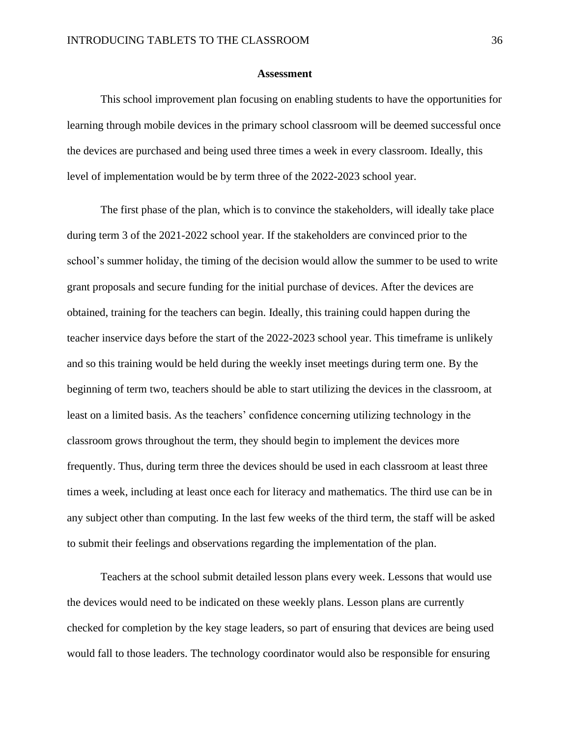## Assessment

This school improvement plan focusing on enabling students to have the opportunities for learning through mobile devices in the primary school classroom will be deemed successful once the devices are purchased and being used three times a week in every classroom. Ideally, this level of implementation would be by term three of the 2022-2023 school year.

The first phase of the plan, which is to convince the stakeholders, will ideally take place during term 3 of the 2021-2022 school year. If the stakeholders are convinced prior to the school's summer holiday, the timing of the decision would allow the summer to be used to write grant proposals and secure funding for the initial purchase of devices. After the devices are obtained, training for the teachers can begin. Ideally, this training could happen during the teacher inservice days before the start of the 2022-2023 school year. This timeframe is unlikely and so this training would be held during the weekly inset meetings during term one. By the beginning of term two, teachers should be able to start utilizing the devices in the classroom, at least on a limited basis. As the teachers' confidence concerning utilizing technology in the classroom grows throughout the term, they should begin to implement the devices more frequently. Thus, during term three the devices should be used in each classroom at least three times a week, including at least once each for literacy and mathematics. The third use can be in any subject other than computing. In the last few weeks of the third term, the staff will be asked to submit their feelings and observations regarding the implementation of the plan.

Teachers at the school submit detailed lesson plans every week. Lessons that would use the devices would need to be indicated on these weekly plans. Lesson plans are currently checked for completion by the key stage leaders, so part of ensuring that devices are being used would fall to those leaders. The technology coordinator would also be responsible for ensuring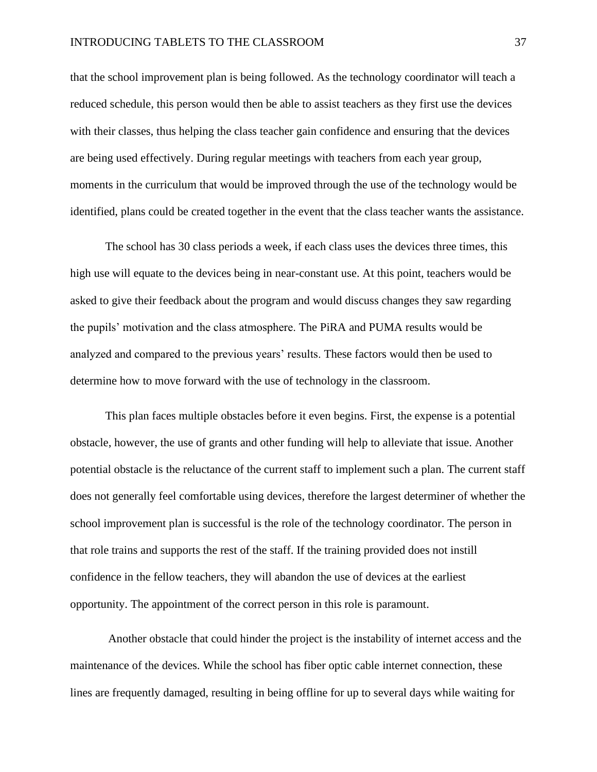that the school improvement plan is being followed. As the technology coordinator will teach a reduced schedule, this person would then be able to assist teachers as they first use the devices with their classes, thus helping the class teacher gain confidence and ensuring that the devices are being used effectively. During regular meetings with teachers from each year group, moments in the curriculum that would be improved through the use of the technology would be identified, plans could be created together in the event that the class teacher wants the assistance.

The school has 30 class periods a week, if each class uses the devices three times, this high use will equate to the devices being in near-constant use. At this point, teachers would be asked to give their feedback about the program and would discuss changes they saw regarding the pupils' motivation and the class atmosphere. The PiRA and PUMA results would be analyzed and compared to the previous years' results. These factors would then be used to determine how to move forward with the use of technology in the classroom.

This plan faces multiple obstacles before it even begins. First, the expense is a potential obstacle, however, the use of grants and other funding will help to alleviate that issue. Another potential obstacle is the reluctance of the current staff to implement such a plan. The current staff does not generally feel comfortable using devices, therefore the largest determiner of whether the school improvement plan is successful is the role of the technology coordinator. The person in that role trains and supports the rest of the staff. If the training provided does not instill confidence in the fellow teachers, they will abandon the use of devices at the earliest opportunity. The appointment of the correct person in this role is paramount.

Another obstacle that could hinder the project is the instability of internet access and the maintenance of the devices. While the school has fiber optic cable internet connection, these lines are frequently damaged, resulting in being offline for up to several days while waiting for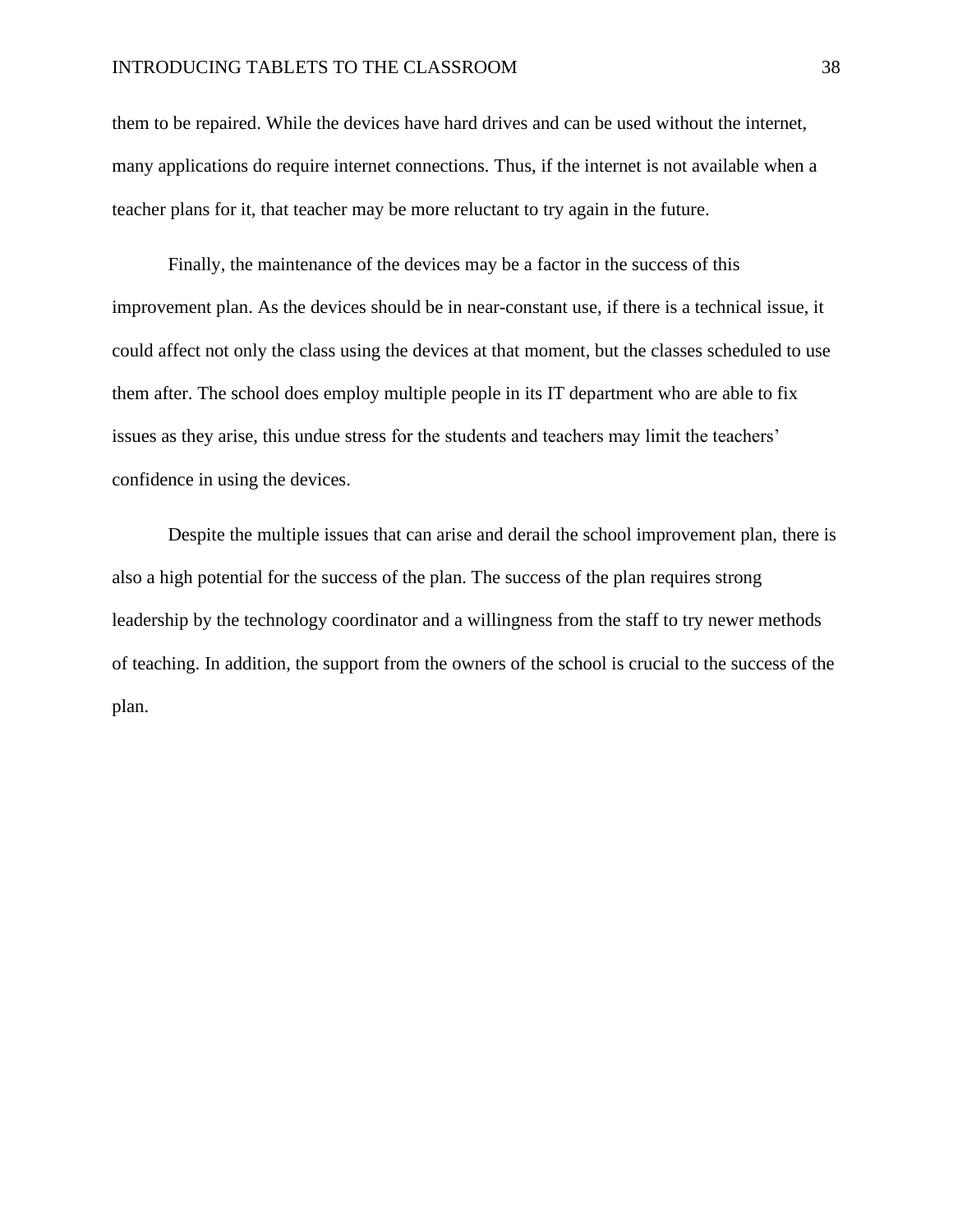them to be repaired. While the devices have hard drives and can be used without the internet, many applications do require internet connections. Thus, if the internet is not available when a teacher plans for it, that teacher may be more reluctant to try again in the future.

Finally, the maintenance of the devices may be a factor in the success of this improvement plan. As the devices should be in near-constant use, if there is a technical issue, it could affect not only the class using the devices at that moment, but the classes scheduled to use them after. The school does employ multiple people in its IT department who are able to fix issues as they arise, this undue stress for the students and teachers may limit the teachers' confidence in using the devices.

Despite the multiple issues that can arise and derail the school improvement plan, there is also a high potential for the success of the plan. The success of the plan requires strong leadership by the technology coordinator and a willingness from the staff to try newer methods of teaching. In addition, the support from the owners of the school is crucial to the success of the plan.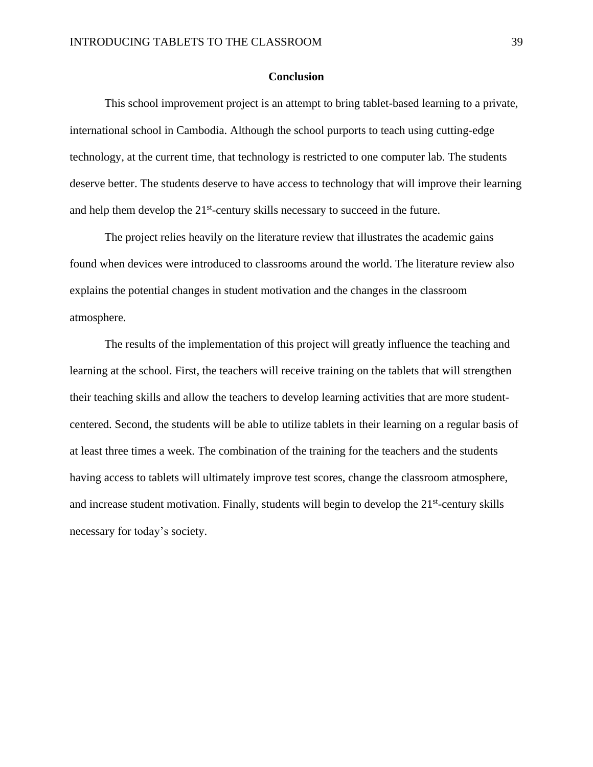## Conclusion

This school improvement project is an attempt to bring tablet-based learning to a private, international school in Cambodia. Although the school purports to teach using cutting-edge technology, at the current time, that technology is restricted to one computer lab. The students deserve better. The students deserve to have access to technology that will improve their learning and help them develop the 21st-century skills necessary to succeed in the future.

The project relies heavily on the literature review that illustrates the academic gains found when devices were introduced to classrooms around the world. The literature review also explains the potential changes in student motivation and the changes in the classroom atmosphere.

The results of the implementation of this project will greatly influence the teaching and learning at the school. First, the teachers will receive training on the tablets that will strengthen their teaching skills and allow the teachers to develop learning activities that are more student-centered. Second, the students will be able to utilize tablets in their learning on a regular basis of at least three times a week. The combination of the training for the teachers and the students having access to tablets will ultimately improve test scores, change the classroom atmosphere, and increase student motivation. Finally, students will begin to develop the 21st-century skills necessary for today's society.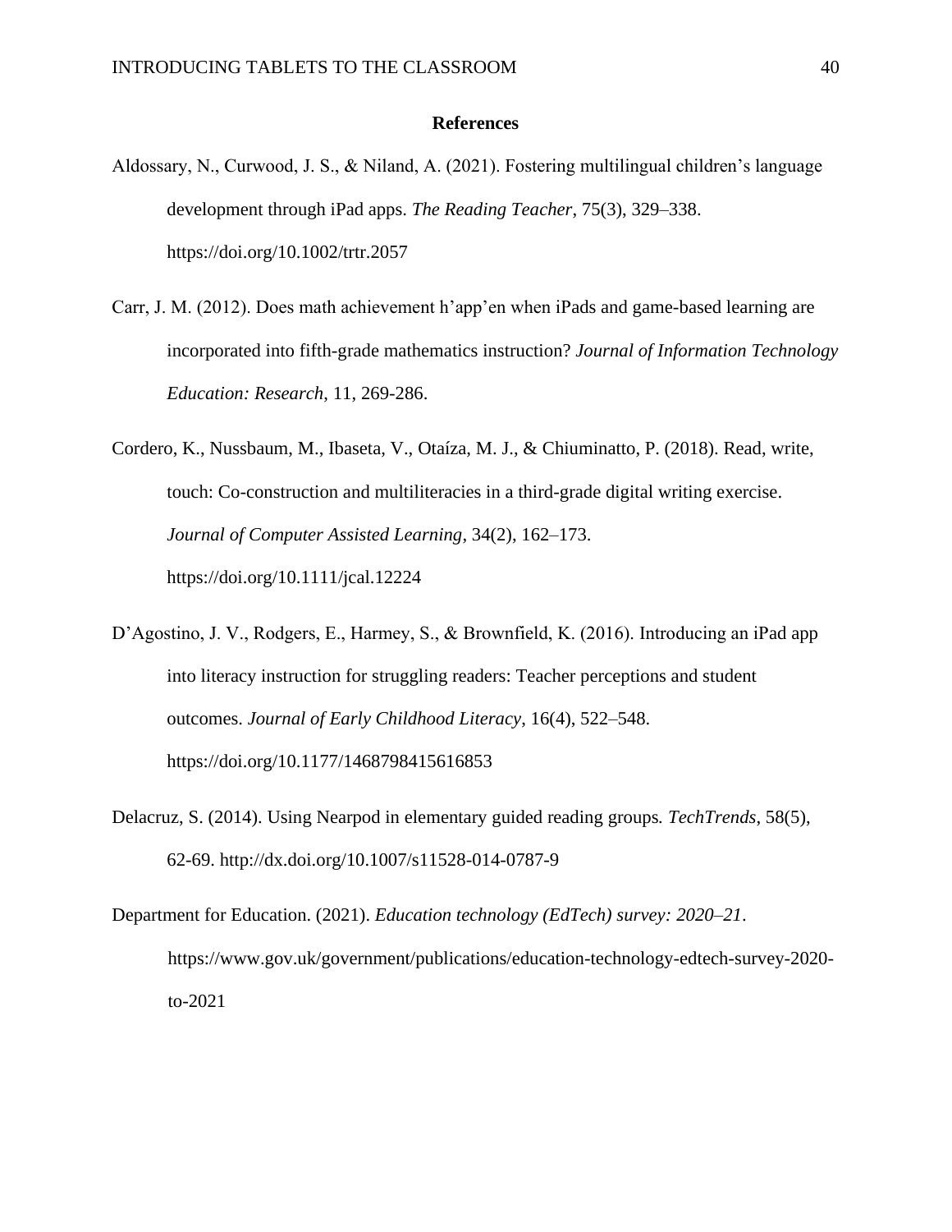# References

Aldossary, N., Curwood, J. S., & Niland, A. (2021). Fostering multilingual children's language development through iPad apps. *The Reading Teacher*, 75(3), 329–338. https://doi.org/10.1002/trtr.2057

Carr, J. M. (2012). Does math achievement h'app'en when iPads and game-based learning are incorporated into fifth-grade mathematics instruction? *Journal of Information Technology Education: Research*, 11, 269-286.

Cordero, K., Nussbaum, M., Ibaseta, V., Otaíza, M. J., & Chiuminatto, P. (2018). Read, write, touch: Co-construction and multiliteracies in a third-grade digital writing exercise. *Journal of Computer Assisted Learning*, 34(2), 162–173. https://doi.org/10.1111/jcal.12224

D'Agostino, J. V., Rodgers, E., Harmey, S., & Brownfield, K. (2016). Introducing an iPad app into literacy instruction for struggling readers: Teacher perceptions and student outcomes. *Journal of Early Childhood Literacy*, 16(4), 522–548. https://doi.org/10.1177/1468798415616853

Delacruz, S. (2014). Using Nearpod in elementary guided reading groups. *TechTrends*, 58(5), 62-69. http://dx.doi.org/10.1007/s11528-014-0787-9

Department for Education. (2021). *Education technology (EdTech) survey: 2020–21*. https://www.gov.uk/government/publications/education-technology-edtech-survey-2020-to-2021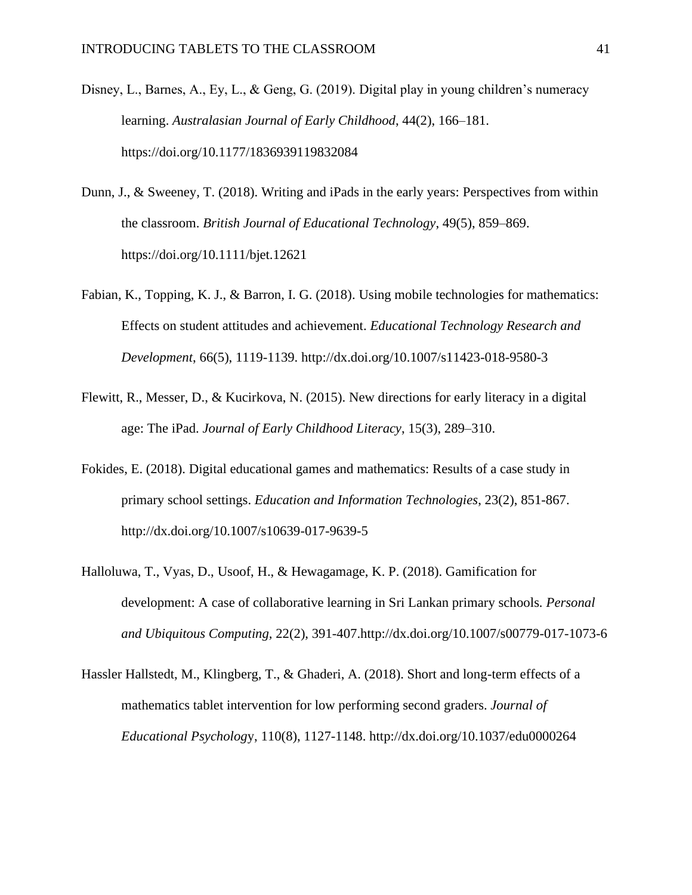Disney, L., Barnes, A., Ey, L., & Geng, G. (2019). Digital play in young children's numeracy learning. *Australasian Journal of Early Childhood*, 44(2), 166–181. https://doi.org/10.1177/1836939119832084

Dunn, J., & Sweeney, T. (2018). Writing and iPads in the early years: Perspectives from within the classroom. *British Journal of Educational Technology*, 49(5), 859–869. https://doi.org/10.1111/bjet.12621

Fabian, K., Topping, K. J., & Barron, I. G. (2018). Using mobile technologies for mathematics: Effects on student attitudes and achievement. *Educational Technology Research and Development*, 66(5), 1119-1139. http://dx.doi.org/10.1007/s11423-018-9580-3

Flewitt, R., Messer, D., & Kucirkova, N. (2015). New directions for early literacy in a digital age: The iPad. *Journal of Early Childhood Literacy*, 15(3), 289–310.

Fokides, E. (2018). Digital educational games and mathematics: Results of a case study in primary school settings. *Education and Information Technologies*, 23(2), 851-867. http://dx.doi.org/10.1007/s10639-017-9639-5

Halloluwa, T., Vyas, D., Usoof, H., & Hewagamage, K. P. (2018). Gamification for development: A case of collaborative learning in Sri Lankan primary schools. *Personal and Ubiquitous Computing*, 22(2), 391-407.http://dx.doi.org/10.1007/s00779-017-1073-6

Hassler Hallstedt, M., Klingberg, T., & Ghaderi, A. (2018). Short and long-term effects of a mathematics tablet intervention for low performing second graders. *Journal of Educational Psychology*, 110(8), 1127-1148. http://dx.doi.org/10.1037/edu0000264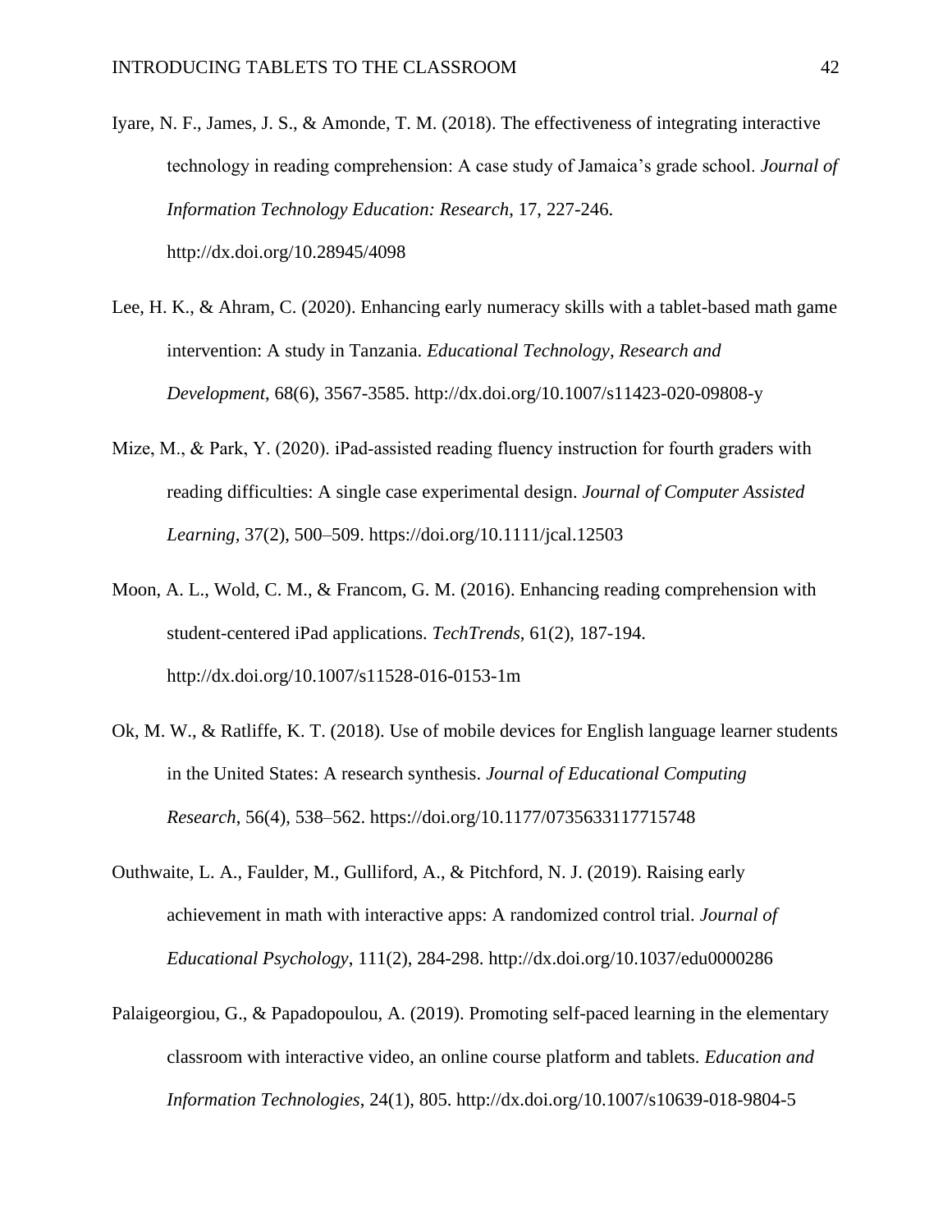Iyare, N. F., James, J. S., & Amonde, T. M. (2018). The effectiveness of integrating interactive technology in reading comprehension: A case study of Jamaica's grade school. *Journal of Information Technology Education: Research*, 17, 227-246. http://dx.doi.org/10.28945/4098

Lee, H. K., & Ahram, C. (2020). Enhancing early numeracy skills with a tablet-based math game intervention: A study in Tanzania. *Educational Technology, Research and Development*, 68(6), 3567-3585. http://dx.doi.org/10.1007/s11423-020-09808-y

Mize, M., & Park, Y. (2020). iPad-assisted reading fluency instruction for fourth graders with reading difficulties: A single case experimental design. *Journal of Computer Assisted Learning,* 37(2), 500–509. https://doi.org/10.1111/jcal.12503

Moon, A. L., Wold, C. M., & Francom, G. M. (2016). Enhancing reading comprehension with student-centered iPad applications. *TechTrends*, 61(2), 187-194. http://dx.doi.org/10.1007/s11528-016-0153-1m

Ok, M. W., & Ratliffe, K. T. (2018). Use of mobile devices for English language learner students in the United States: A research synthesis. *Journal of Educational Computing Research*, 56(4), 538–562. https://doi.org/10.1177/0735633117715748

Outhwaite, L. A., Faulder, M., Gulliford, A., & Pitchford, N. J. (2019). Raising early achievement in math with interactive apps: A randomized control trial. *Journal of Educational Psychology*, 111(2), 284-298. http://dx.doi.org/10.1037/edu0000286

Palaigeorgiou, G., & Papadopoulou, A. (2019). Promoting self-paced learning in the elementary classroom with interactive video, an online course platform and tablets. *Education and Information Technologies*, 24(1), 805. http://dx.doi.org/10.1007/s10639-018-9804-5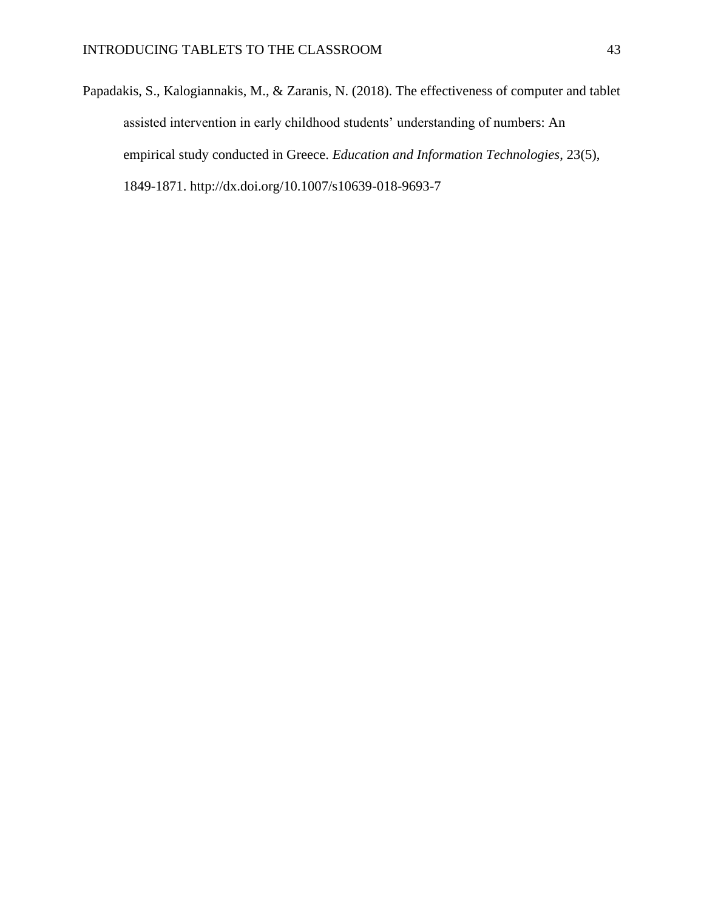Papadakis, S., Kalogiannakis, M., & Zaranis, N. (2018). The effectiveness of computer and tablet assisted intervention in early childhood students' understanding of numbers: An empirical study conducted in Greece. *Education and Information Technologies*, 23(5), 1849-1871. http://dx.doi.org/10.1007/s10639-018-9693-7